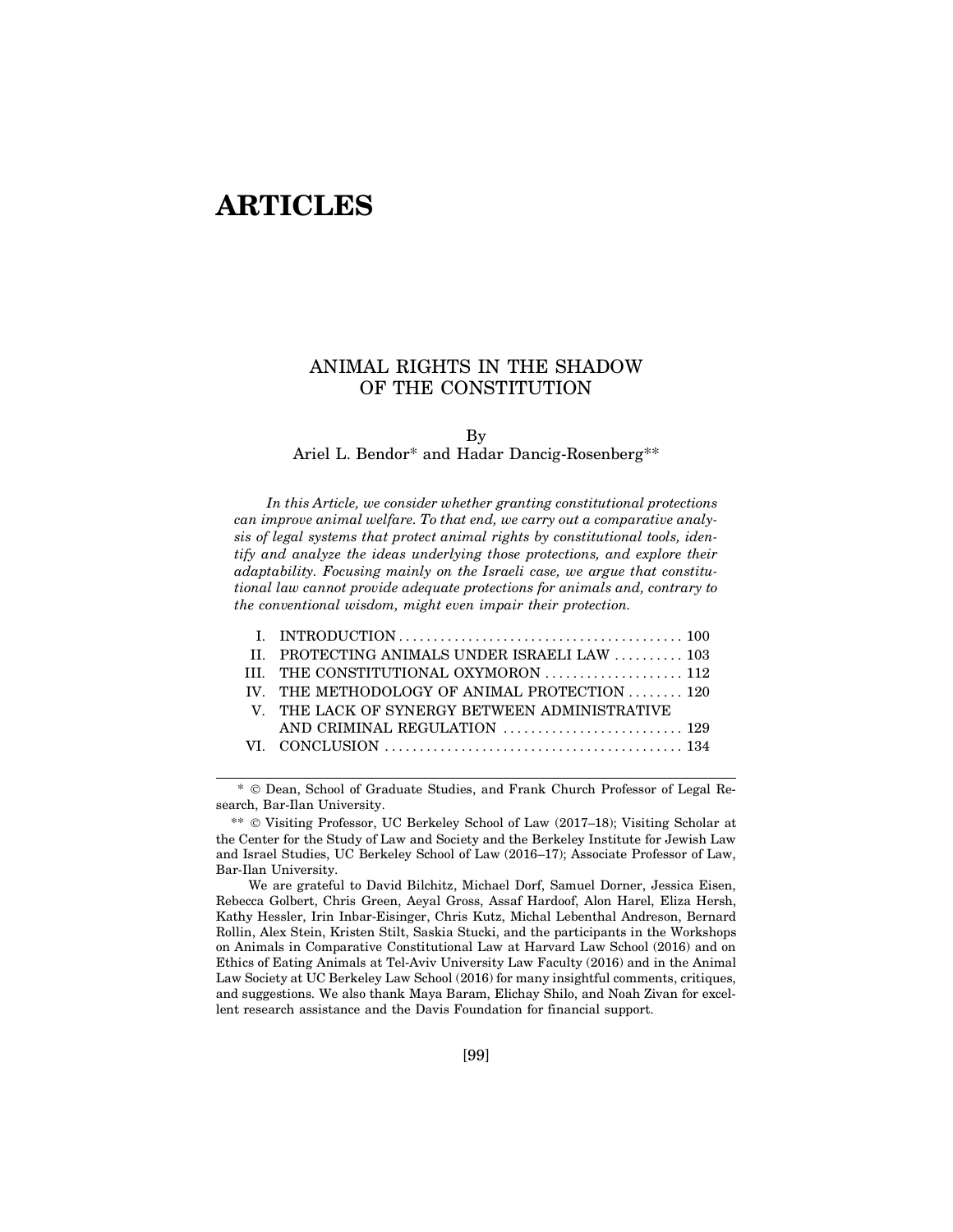# ARTICLES

## ANIMAL RIGHTS IN THE SHADOW OF THE CONSTITUTION

By
Ariel L. Bendor* and Hadar Dancig-Rosenberg**

*In this Article, we consider whether granting constitutional protections can improve animal welfare. To that end, we carry out a comparative analysis of legal systems that protect animal rights by constitutional tools, identify and analyze the ideas underlying those protections, and explore their adaptability. Focusing mainly on the Israeli case, we argue that constitutional law cannot provide adequate protections for animals and, contrary to the conventional wisdom, might even impair their protection.*

| | | |
|---|---|---|
| I. | INTRODUCTION | 100 |
| II. | PROTECTING ANIMALS UNDER ISRAELI LAW | 103 |
| III. | THE CONSTITUTIONAL OXYMORON | 112 |
| IV. | THE METHODOLOGY OF ANIMAL PROTECTION | 120 |
| V. | THE LACK OF SYNERGY BETWEEN ADMINISTRATIVE AND CRIMINAL REGULATION | 129 |
| VI. | CONCLUSION | 134 |

---

\* © Dean, School of Graduate Studies, and Frank Church Professor of Legal Research, Bar-Ilan University.

\*\* © Visiting Professor, UC Berkeley School of Law (2017–18); Visiting Scholar at the Center for the Study of Law and Society and the Berkeley Institute for Jewish Law and Israel Studies, UC Berkeley School of Law (2016–17); Associate Professor of Law, Bar-Ilan University.

We are grateful to David Bilchitz, Michael Dorf, Samuel Dorner, Jessica Eisen, Rebecca Golbert, Chris Green, Aeyal Gross, Assaf Hardoof, Alon Harel, Eliza Hersh, Kathy Hessler, Irin Inbar-Eisinger, Chris Kutz, Michal Lebenthal Andreson, Bernard Rollin, Alex Stein, Kristen Stilt, Saskia Stucki, and the participants in the Workshops on Animals in Comparative Constitutional Law at Harvard Law School (2016) and on Ethics of Eating Animals at Tel-Aviv University Law Faculty (2016) and in the Animal Law Society at UC Berkeley Law School (2016) for many insightful comments, critiques, and suggestions. We also thank Maya Baram, Elichay Shilo, and Noah Zivan for excellent research assistance and the Davis Foundation for financial support.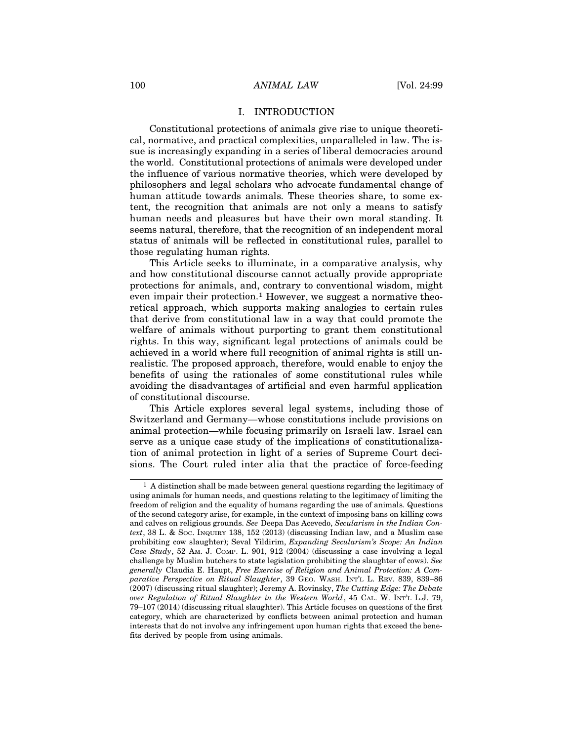## I. INTRODUCTION

Constitutional protections of animals give rise to unique theoretical, normative, and practical complexities, unparalleled in law. The issue is increasingly expanding in a series of liberal democracies around the world. Constitutional protections of animals were developed under the influence of various normative theories, which were developed by philosophers and legal scholars who advocate fundamental change of human attitude towards animals. These theories share, to some extent, the recognition that animals are not only a means to satisfy human needs and pleasures but have their own moral standing. It seems natural, therefore, that the recognition of an independent moral status of animals will be reflected in constitutional rules, parallel to those regulating human rights.

This Article seeks to illuminate, in a comparative analysis, why and how constitutional discourse cannot actually provide appropriate protections for animals, and, contrary to conventional wisdom, might even impair their protection.[1] However, we suggest a normative theoretical approach, which supports making analogies to certain rules that derive from constitutional law in a way that could promote the welfare of animals without purporting to grant them constitutional rights. In this way, significant legal protections of animals could be achieved in a world where full recognition of animal rights is still unrealistic. The proposed approach, therefore, would enable to enjoy the benefits of using the rationales of some constitutional rules while avoiding the disadvantages of artificial and even harmful application of constitutional discourse.

This Article explores several legal systems, including those of Switzerland and Germany—whose constitutions include provisions on animal protection—while focusing primarily on Israeli law. Israel can serve as a unique case study of the implications of constitutionalization of animal protection in light of a series of Supreme Court decisions. The Court ruled inter alia that the practice of force-feeding

---

[1] A distinction shall be made between general questions regarding the legitimacy of using animals for human needs, and questions relating to the legitimacy of limiting the freedom of religion and the equality of humans regarding the use of animals. Questions of the second category arise, for example, in the context of imposing bans on killing cows and calves on religious grounds. *See* Deepa Das Acevedo, *Secularism in the Indian Context*, 38 L. & Soc. Inquiry 138, 152 (2013) (discussing Indian law, and a Muslim case prohibiting cow slaughter); Seval Yildirim, *Expanding Secularism's Scope: An Indian Case Study*, 52 Am. J. Comp. L. 901, 912 (2004) (discussing a case involving a legal challenge by Muslim butchers to state legislation prohibiting the slaughter of cows). *See generally* Claudia E. Haupt, *Free Exercise of Religion and Animal Protection: A Comparative Perspective on Ritual Slaughter*, 39 Geo. Wash. Int'l L. Rev. 839, 839–86 (2007) (discussing ritual slaughter); Jeremy A. Rovinsky, *The Cutting Edge: The Debate over Regulation of Ritual Slaughter in the Western World*, 45 Cal. W. Int'l L.J. 79, 79–107 (2014) (discussing ritual slaughter). This Article focuses on questions of the first category, which are characterized by conflicts between animal protection and human interests that do not involve any infringement upon human rights that exceed the benefits derived by people from using animals.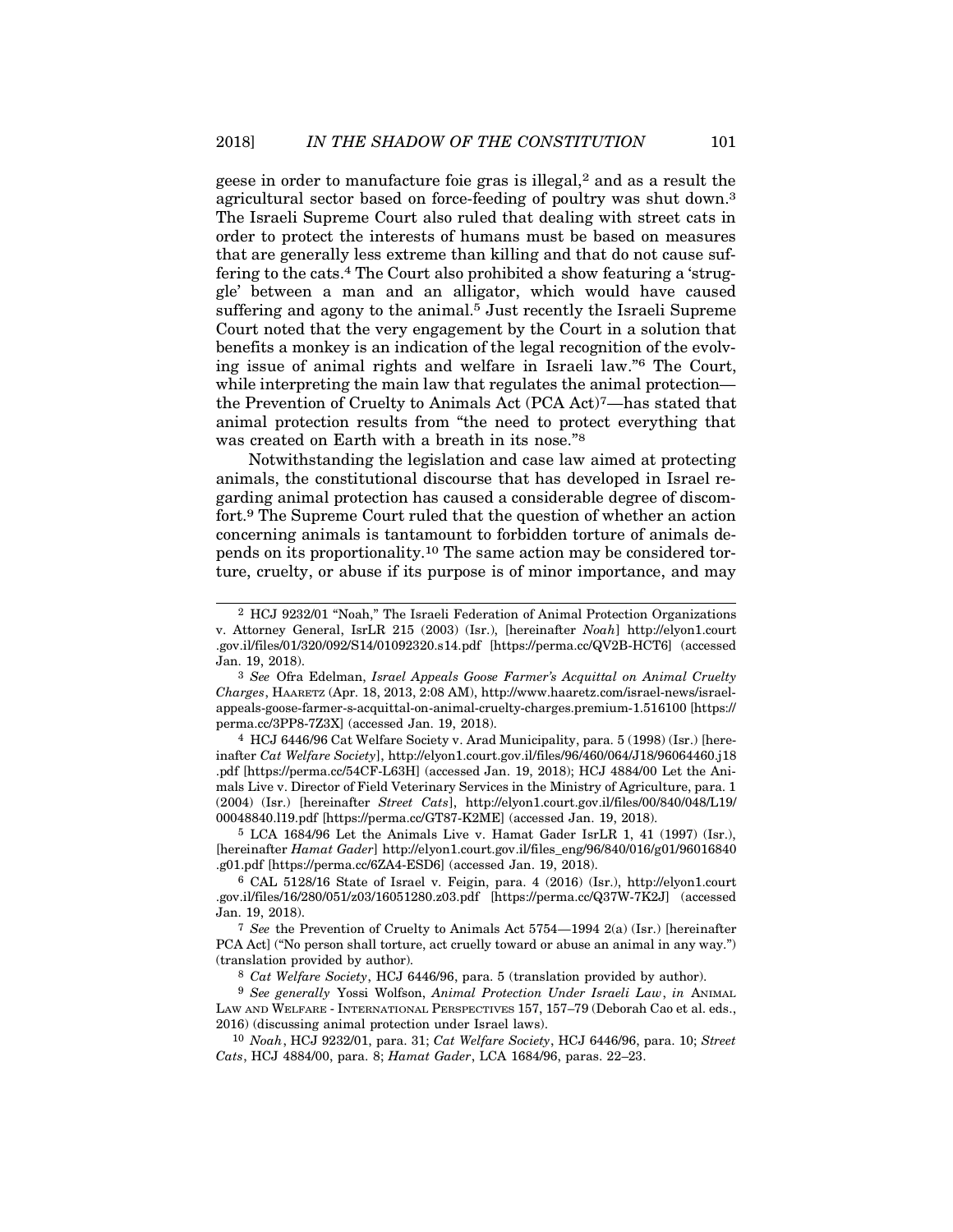geese in order to manufacture foie gras is illegal,[2] and as a result the agricultural sector based on force-feeding of poultry was shut down.[3] The Israeli Supreme Court also ruled that dealing with street cats in order to protect the interests of humans must be based on measures that are generally less extreme than killing and that do not cause suffering to the cats.[4] The Court also prohibited a show featuring a 'struggle' between a man and an alligator, which would have caused suffering and agony to the animal.[5] Just recently the Israeli Supreme Court noted that the very engagement by the Court in a solution that benefits a monkey is an indication of the legal recognition of the evolving issue of animal rights and welfare in Israeli law."[6] The Court, while interpreting the main law that regulates the animal protection—the Prevention of Cruelty to Animals Act (PCA Act)[7]—has stated that animal protection results from "the need to protect everything that was created on Earth with a breath in its nose."[8]

Notwithstanding the legislation and case law aimed at protecting animals, the constitutional discourse that has developed in Israel regarding animal protection has caused a considerable degree of discomfort.[9] The Supreme Court ruled that the question of whether an action concerning animals is tantamount to forbidden torture of animals depends on its proportionality.[10] The same action may be considered torture, cruelty, or abuse if its purpose is of minor importance, and may

---

[2] HCJ 9232/01 "Noah," The Israeli Federation of Animal Protection Organizations v. Attorney General, IsrLR 215 (2003) (Isr.), [hereinafter *Noah*] http://elyon1.court.gov.il/files/01/320/092/S14/01092320.s14.pdf [https://perma.cc/QV2B-HCT6] (accessed Jan. 19, 2018).

[3] *See* Ofra Edelman, *Israel Appeals Goose Farmer's Acquittal on Animal Cruelty Charges*, HAARETZ (Apr. 18, 2013, 2:08 AM), http://www.haaretz.com/israel-news/israel-appeals-goose-farmer-s-acquittal-on-animal-cruelty-charges.premium-1.516100 [https://perma.cc/3PP8-7Z3X] (accessed Jan. 19, 2018).

[4] HCJ 6446/96 Cat Welfare Society v. Arad Municipality, para. 5 (1998) (Isr.) [hereinafter *Cat Welfare Society*], http://elyon1.court.gov.il/files/96/460/064/J18/96064460.j18.pdf [https://perma.cc/54CF-L63H] (accessed Jan. 19, 2018); HCJ 4884/00 Let the Animals Live v. Director of Field Veterinary Services in the Ministry of Agriculture, para. 1 (2004) (Isr.) [hereinafter *Street Cats*], http://elyon1.court.gov.il/files/00/840/048/L19/00048840.l19.pdf [https://perma.cc/GT87-K2ME] (accessed Jan. 19, 2018).

[5] LCA 1684/96 Let the Animals Live v. Hamat Gader IsrLR 1, 41 (1997) (Isr.), [hereinafter *Hamat Gader*] http://elyon1.court.gov.il/files_eng/96/840/016/g01/96016840.g01.pdf [https://perma.cc/6ZA4-ESD6] (accessed Jan. 19, 2018).

[6] CAL 5128/16 State of Israel v. Feigin, para. 4 (2016) (Isr.), http://elyon1.court.gov.il/files/16/280/051/z03/16051280.z03.pdf [https://perma.cc/Q37W-7K2J] (accessed Jan. 19, 2018).

[7] *See* the Prevention of Cruelty to Animals Act 5754—1994 2(a) (Isr.) [hereinafter PCA Act] ("No person shall torture, act cruelly toward or abuse an animal in any way.") (translation provided by author).

[8] *Cat Welfare Society*, HCJ 6446/96, para. 5 (translation provided by author).

[9] *See generally* Yossi Wolfson, *Animal Protection Under Israeli Law*, *in* ANIMAL LAW AND WELFARE - INTERNATIONAL PERSPECTIVES 157, 157–79 (Deborah Cao et al. eds., 2016) (discussing animal protection under Israel laws).

[10] *Noah*, HCJ 9232/01, para. 31; *Cat Welfare Society*, HCJ 6446/96, para. 10; *Street Cats*, HCJ 4884/00, para. 8; *Hamat Gader*, LCA 1684/96, paras. 22–23.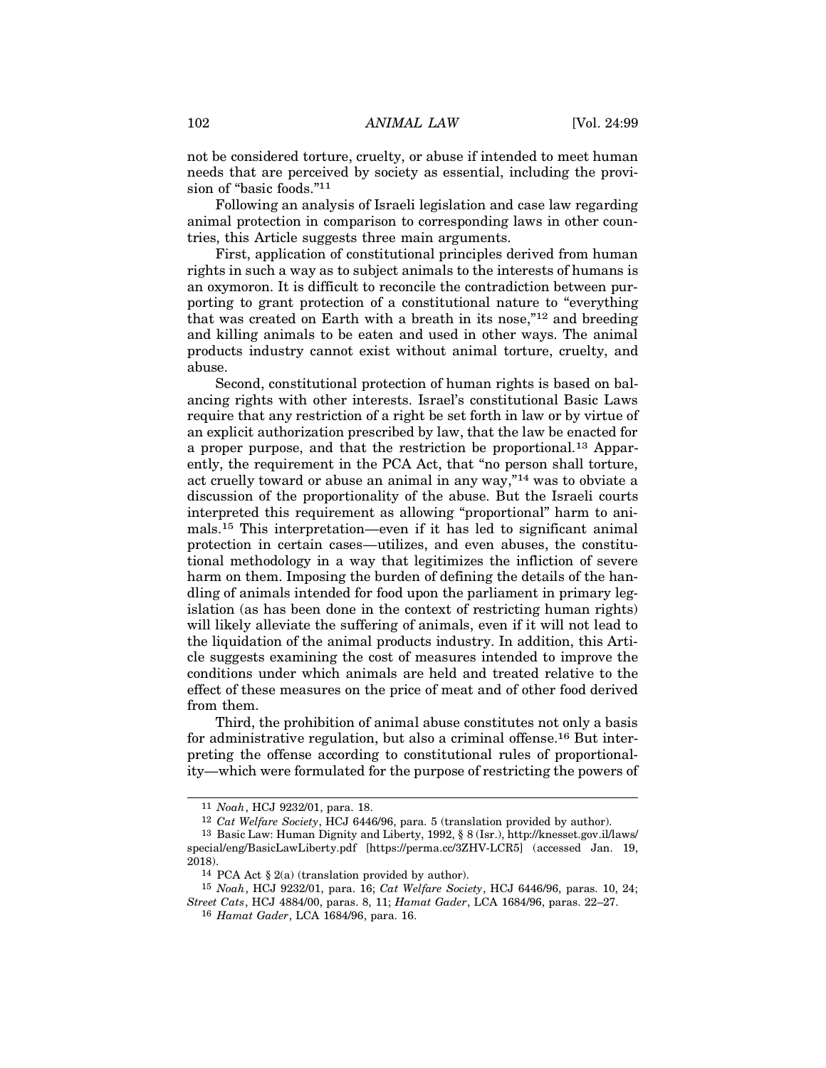not be considered torture, cruelty, or abuse if intended to meet human needs that are perceived by society as essential, including the provision of "basic foods."[11]

Following an analysis of Israeli legislation and case law regarding animal protection in comparison to corresponding laws in other countries, this Article suggests three main arguments.

First, application of constitutional principles derived from human rights in such a way as to subject animals to the interests of humans is an oxymoron. It is difficult to reconcile the contradiction between purporting to grant protection of a constitutional nature to "everything that was created on Earth with a breath in its nose,"[12] and breeding and killing animals to be eaten and used in other ways. The animal products industry cannot exist without animal torture, cruelty, and abuse.

Second, constitutional protection of human rights is based on balancing rights with other interests. Israel's constitutional Basic Laws require that any restriction of a right be set forth in law or by virtue of an explicit authorization prescribed by law, that the law be enacted for a proper purpose, and that the restriction be proportional.[13] Apparently, the requirement in the PCA Act, that "no person shall torture, act cruelly toward or abuse an animal in any way,"[14] was to obviate a discussion of the proportionality of the abuse. But the Israeli courts interpreted this requirement as allowing "proportional" harm to animals.[15] This interpretation—even if it has led to significant animal protection in certain cases—utilizes, and even abuses, the constitutional methodology in a way that legitimizes the infliction of severe harm on them. Imposing the burden of defining the details of the handling of animals intended for food upon the parliament in primary legislation (as has been done in the context of restricting human rights) will likely alleviate the suffering of animals, even if it will not lead to the liquidation of the animal products industry. In addition, this Article suggests examining the cost of measures intended to improve the conditions under which animals are held and treated relative to the effect of these measures on the price of meat and of other food derived from them.

Third, the prohibition of animal abuse constitutes not only a basis for administrative regulation, but also a criminal offense.[16] But interpreting the offense according to constitutional rules of proportionality—which were formulated for the purpose of restricting the powers of

---

[11] *Noah*, HCJ 9232/01, para. 18.

[12] *Cat Welfare Society*, HCJ 6446/96, para. 5 (translation provided by author).

[13] Basic Law: Human Dignity and Liberty, 1992, § 8 (Isr.), http://knesset.gov.il/laws/special/eng/BasicLawLiberty.pdf [https://perma.cc/3ZHV-LCR5] (accessed Jan. 19, 2018).

[14] PCA Act § 2(a) (translation provided by author).

[15] *Noah*, HCJ 9232/01, para. 16; *Cat Welfare Society*, HCJ 6446/96, paras. 10, 24; *Street Cats*, HCJ 4884/00, paras. 8, 11; *Hamat Gader*, LCA 1684/96, paras. 22–27.

[16] *Hamat Gader*, LCA 1684/96, para. 16.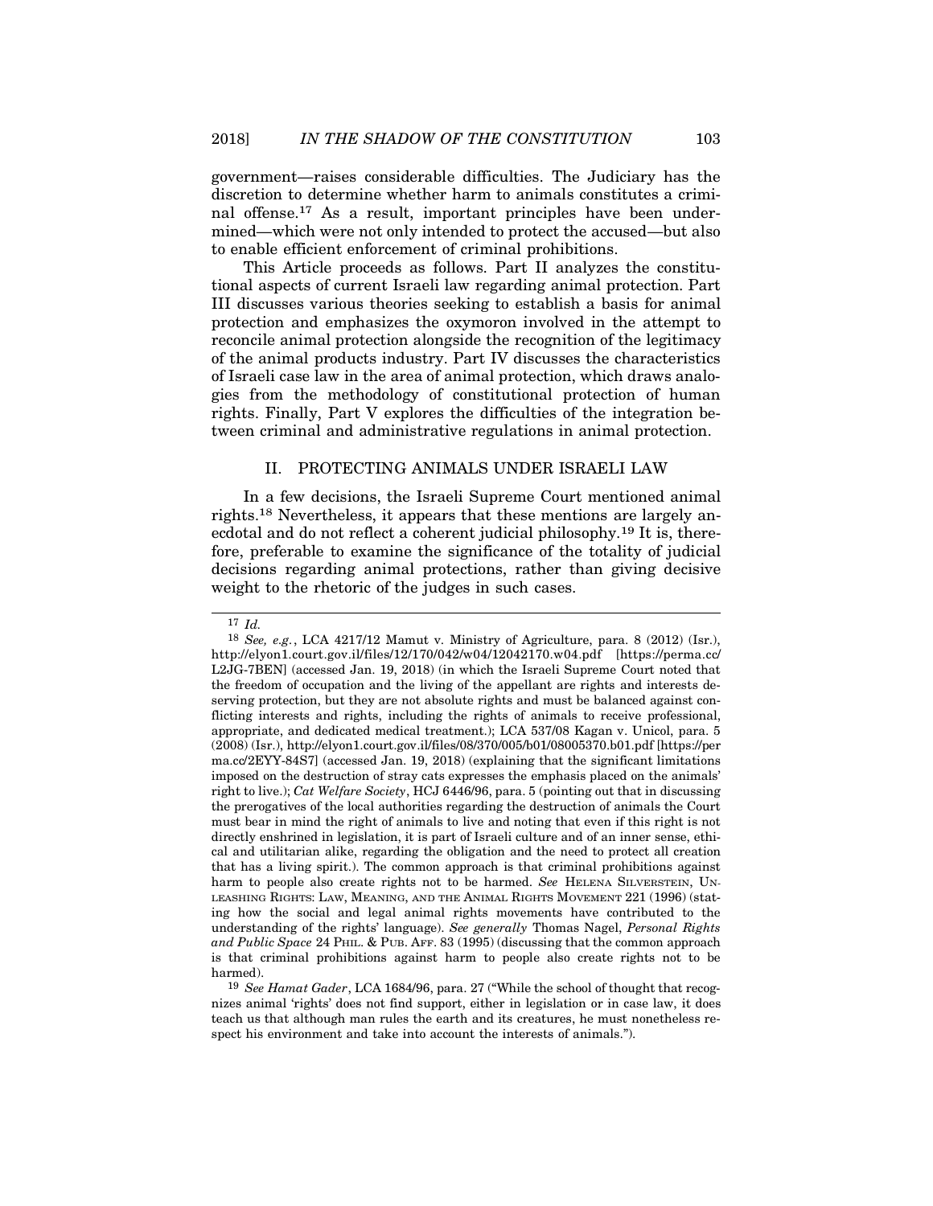government—raises considerable difficulties. The Judiciary has the discretion to determine whether harm to animals constitutes a criminal offense.[17] As a result, important principles have been undermined—which were not only intended to protect the accused—but also to enable efficient enforcement of criminal prohibitions.

This Article proceeds as follows. Part II analyzes the constitutional aspects of current Israeli law regarding animal protection. Part III discusses various theories seeking to establish a basis for animal protection and emphasizes the oxymoron involved in the attempt to reconcile animal protection alongside the recognition of the legitimacy of the animal products industry. Part IV discusses the characteristics of Israeli case law in the area of animal protection, which draws analogies from the methodology of constitutional protection of human rights. Finally, Part V explores the difficulties of the integration between criminal and administrative regulations in animal protection.

## II. PROTECTING ANIMALS UNDER ISRAELI LAW

In a few decisions, the Israeli Supreme Court mentioned animal rights.[18] Nevertheless, it appears that these mentions are largely anecdotal and do not reflect a coherent judicial philosophy.[19] It is, therefore, preferable to examine the significance of the totality of judicial decisions regarding animal protections, rather than giving decisive weight to the rhetoric of the judges in such cases.

---

[17] *Id.*

[18] *See, e.g.*, LCA 4217/12 Mamut v. Ministry of Agriculture, para. 8 (2012) (Isr.), http://elyon1.court.gov.il/files/12/170/042/w04/12042170.w04.pdf [https://perma.cc/L2JG-7BEN] (accessed Jan. 19, 2018) (in which the Israeli Supreme Court noted that the freedom of occupation and the living of the appellant are rights and interests deserving protection, but they are not absolute rights and must be balanced against conflicting interests and rights, including the rights of animals to receive professional, appropriate, and dedicated medical treatment.); LCA 537/08 Kagan v. Unicol, para. 5 (2008) (Isr.), http://elyon1.court.gov.il/files/08/370/005/b01/08005370.b01.pdf [https://perma.cc/2EYY-84S7] (accessed Jan. 19, 2018) (explaining that the significant limitations imposed on the destruction of stray cats expresses the emphasis placed on the animals' right to live.); *Cat Welfare Society*, HCJ 6446/96, para. 5 (pointing out that in discussing the prerogatives of the local authorities regarding the destruction of animals the Court must bear in mind the right of animals to live and noting that even if this right is not directly enshrined in legislation, it is part of Israeli culture and of an inner sense, ethical and utilitarian alike, regarding the obligation and the need to protect all creation that has a living spirit.). The common approach is that criminal prohibitions against harm to people also create rights not to be harmed. *See* HELENA SILVERSTEIN, UNLEASHING RIGHTS: LAW, MEANING, AND THE ANIMAL RIGHTS MOVEMENT 221 (1996) (stating how the social and legal animal rights movements have contributed to the understanding of the rights' language). *See generally* Thomas Nagel, *Personal Rights and Public Space* 24 PHIL. & PUB. AFF. 83 (1995) (discussing that the common approach is that criminal prohibitions against harm to people also create rights not to be harmed).

[19] *See Hamat Gader*, LCA 1684/96, para. 27 ("While the school of thought that recognizes animal 'rights' does not find support, either in legislation or in case law, it does teach us that although man rules the earth and its creatures, he must nonetheless respect his environment and take into account the interests of animals.").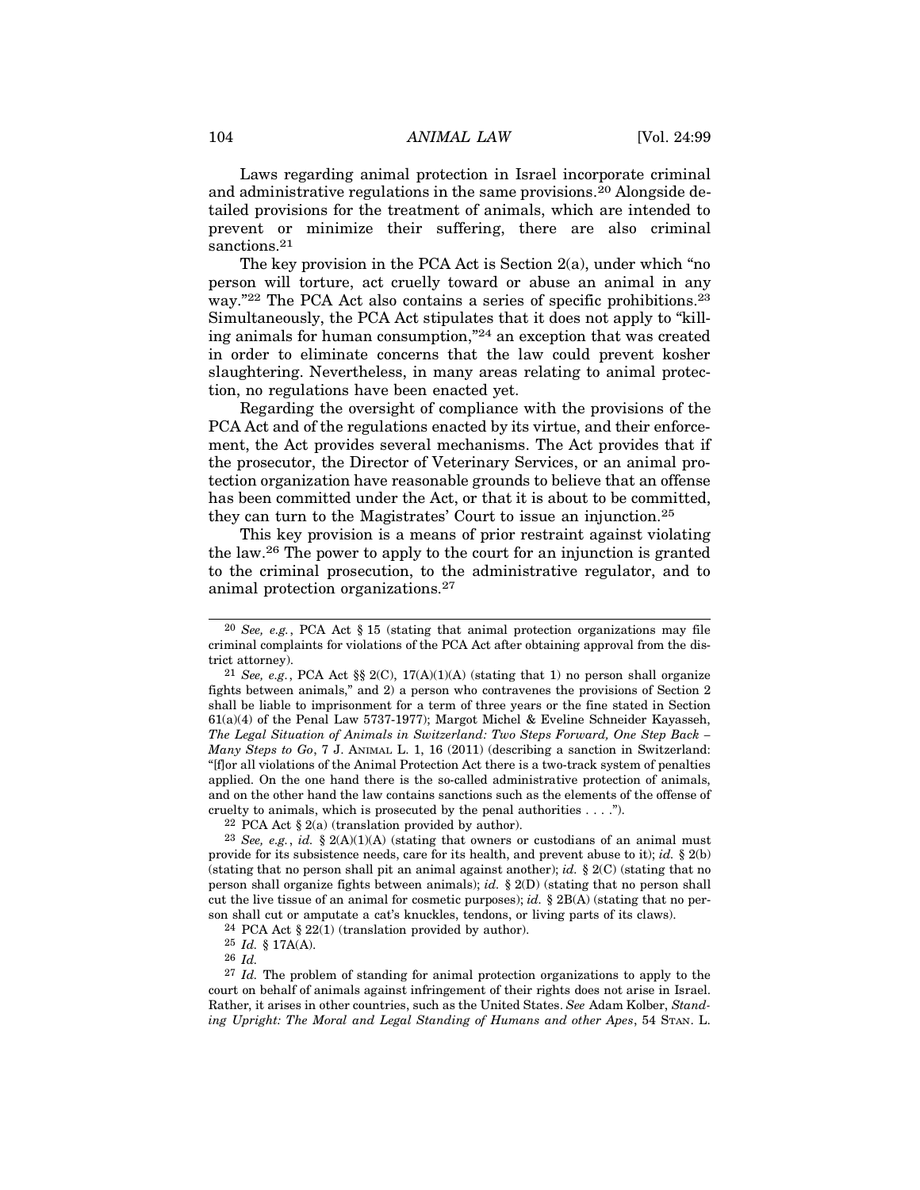Laws regarding animal protection in Israel incorporate criminal and administrative regulations in the same provisions.[20] Alongside detailed provisions for the treatment of animals, which are intended to prevent or minimize their suffering, there are also criminal sanctions.[21]

The key provision in the PCA Act is Section 2(a), under which "no person will torture, act cruelly toward or abuse an animal in any way."[22] The PCA Act also contains a series of specific prohibitions.[23] Simultaneously, the PCA Act stipulates that it does not apply to "killing animals for human consumption,"[24] an exception that was created in order to eliminate concerns that the law could prevent kosher slaughtering. Nevertheless, in many areas relating to animal protection, no regulations have been enacted yet.

Regarding the oversight of compliance with the provisions of the PCA Act and of the regulations enacted by its virtue, and their enforcement, the Act provides several mechanisms. The Act provides that if the prosecutor, the Director of Veterinary Services, or an animal protection organization have reasonable grounds to believe that an offense has been committed under the Act, or that it is about to be committed, they can turn to the Magistrates' Court to issue an injunction.[25]

This key provision is a means of prior restraint against violating the law.[26] The power to apply to the court for an injunction is granted to the criminal prosecution, to the administrative regulator, and to animal protection organizations.[27]

---

[20] *See, e.g.*, PCA Act § 15 (stating that animal protection organizations may file criminal complaints for violations of the PCA Act after obtaining approval from the district attorney).

[21] *See, e.g.*, PCA Act §§ 2(C), 17(A)(1)(A) (stating that 1) no person shall organize fights between animals," and 2) a person who contravenes the provisions of Section 2 shall be liable to imprisonment for a term of three years or the fine stated in Section 61(a)(4) of the Penal Law 5737-1977); Margot Michel & Eveline Schneider Kayasseh, *The Legal Situation of Animals in Switzerland: Two Steps Forward, One Step Back – Many Steps to Go*, 7 J. ANIMAL L. 1, 16 (2011) (describing a sanction in Switzerland: "[f]or all violations of the Animal Protection Act there is a two-track system of penalties applied. On the one hand there is the so-called administrative protection of animals, and on the other hand the law contains sanctions such as the elements of the offense of cruelty to animals, which is prosecuted by the penal authorities . . . .").

[22] PCA Act § 2(a) (translation provided by author).

[23] *See, e.g.*, *id.* § 2(A)(1)(A) (stating that owners or custodians of an animal must provide for its subsistence needs, care for its health, and prevent abuse to it); *id.* § 2(b) (stating that no person shall pit an animal against another); *id.* § 2(C) (stating that no person shall organize fights between animals); *id.* § 2(D) (stating that no person shall cut the live tissue of an animal for cosmetic purposes); *id.* § 2B(A) (stating that no person shall cut or amputate a cat's knuckles, tendons, or living parts of its claws).

[24] PCA Act § 22(1) (translation provided by author).

[25] *Id.* § 17A(A).

[26] *Id.*

[27] *Id.* The problem of standing for animal protection organizations to apply to the court on behalf of animals against infringement of their rights does not arise in Israel. Rather, it arises in other countries, such as the United States. *See* Adam Kolber, *Standing Upright: The Moral and Legal Standing of Humans and other Apes*, 54 STAN. L.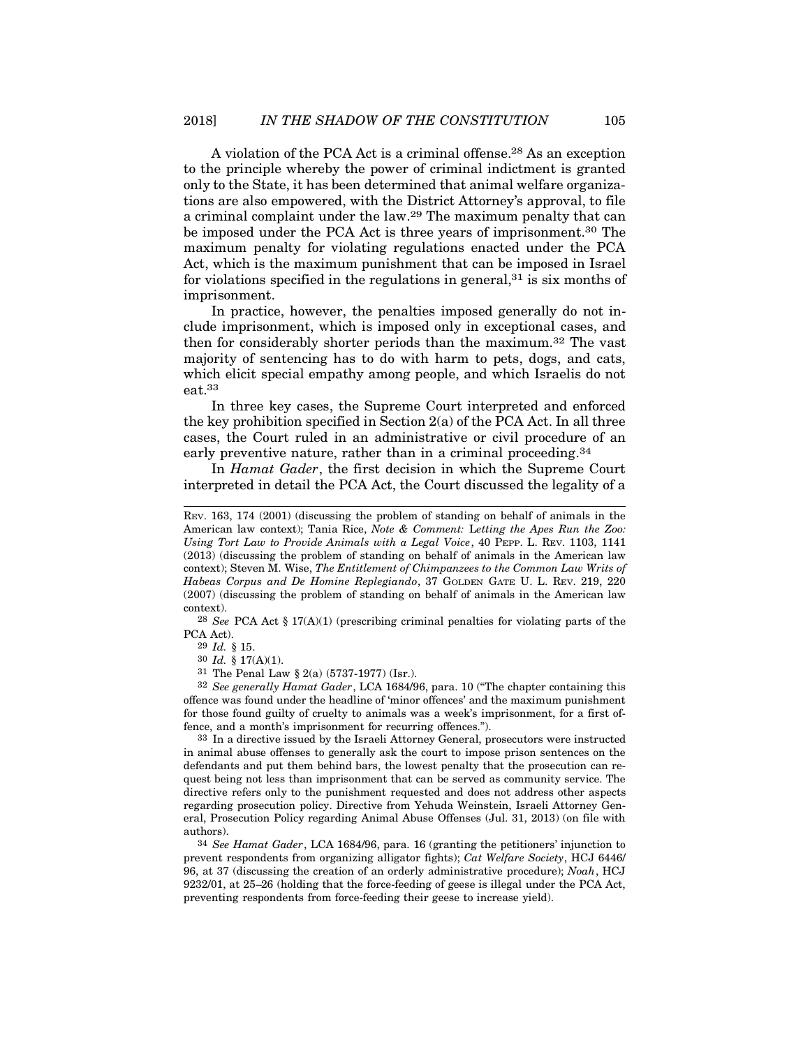A violation of the PCA Act is a criminal offense.[28] As an exception to the principle whereby the power of criminal indictment is granted only to the State, it has been determined that animal welfare organizations are also empowered, with the District Attorney's approval, to file a criminal complaint under the law.[29] The maximum penalty that can be imposed under the PCA Act is three years of imprisonment.[30] The maximum penalty for violating regulations enacted under the PCA Act, which is the maximum punishment that can be imposed in Israel for violations specified in the regulations in general,[31] is six months of imprisonment.

In practice, however, the penalties imposed generally do not include imprisonment, which is imposed only in exceptional cases, and then for considerably shorter periods than the maximum.[32] The vast majority of sentencing has to do with harm to pets, dogs, and cats, which elicit special empathy among people, and which Israelis do not eat.[33]

In three key cases, the Supreme Court interpreted and enforced the key prohibition specified in Section 2(a) of the PCA Act. In all three cases, the Court ruled in an administrative or civil procedure of an early preventive nature, rather than in a criminal proceeding.[34]

In *Hamat Gader*, the first decision in which the Supreme Court interpreted in detail the PCA Act, the Court discussed the legality of a

---

REV. 163, 174 (2001) (discussing the problem of standing on behalf of animals in the American law context); Tania Rice, *Note & Comment: Letting the Apes Run the Zoo: Using Tort Law to Provide Animals with a Legal Voice*, 40 PEPP. L. REV. 1103, 1141 (2013) (discussing the problem of standing on behalf of animals in the American law context); Steven M. Wise, *The Entitlement of Chimpanzees to the Common Law Writs of Habeas Corpus and De Homine Replegiando*, 37 GOLDEN GATE U. L. REV. 219, 220 (2007) (discussing the problem of standing on behalf of animals in the American law context).

[28] *See* PCA Act § 17(A)(1) (prescribing criminal penalties for violating parts of the PCA Act).

[29] *Id.* § 15.

[30] *Id.* § 17(A)(1).

[31] The Penal Law § 2(a) (5737-1977) (Isr.).

[32] *See generally Hamat Gader*, LCA 1684/96, para. 10 ("The chapter containing this offence was found under the headline of 'minor offences' and the maximum punishment for those found guilty of cruelty to animals was a week's imprisonment, for a first offence, and a month's imprisonment for recurring offences.").

[33] In a directive issued by the Israeli Attorney General, prosecutors were instructed in animal abuse offenses to generally ask the court to impose prison sentences on the defendants and put them behind bars, the lowest penalty that the prosecution can request being not less than imprisonment that can be served as community service. The directive refers only to the punishment requested and does not address other aspects regarding prosecution policy. Directive from Yehuda Weinstein, Israeli Attorney General, Prosecution Policy regarding Animal Abuse Offenses (Jul. 31, 2013) (on file with authors).

[34] *See Hamat Gader*, LCA 1684/96, para. 16 (granting the petitioners' injunction to prevent respondents from organizing alligator fights); *Cat Welfare Society*, HCJ 6446/96, at 37 (discussing the creation of an orderly administrative procedure); *Noah*, HCJ 9232/01, at 25–26 (holding that the force-feeding of geese is illegal under the PCA Act, preventing respondents from force-feeding their geese to increase yield).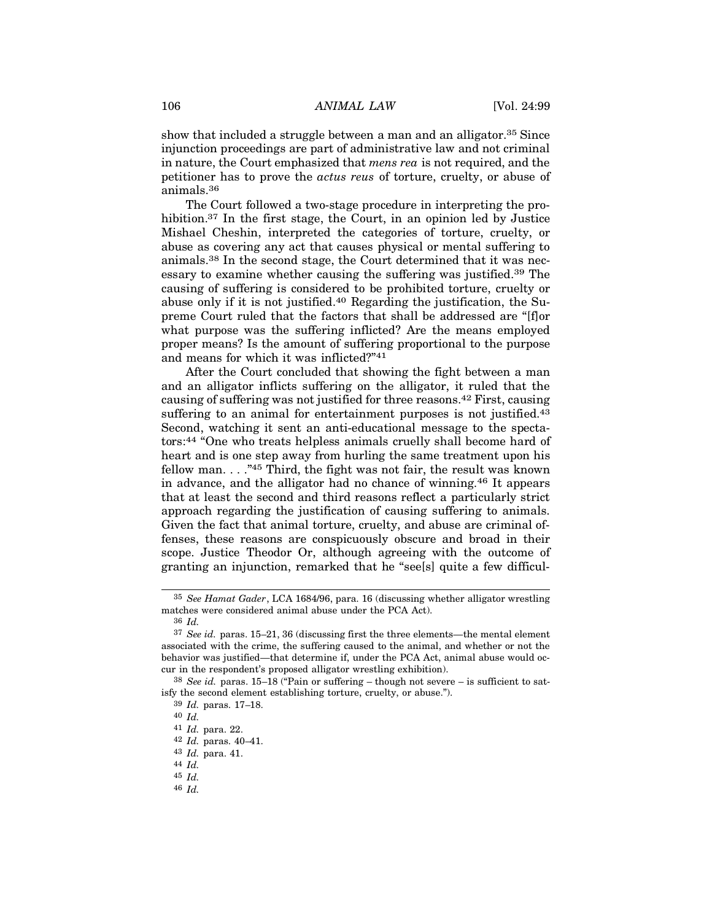show that included a struggle between a man and an alligator.[35] Since injunction proceedings are part of administrative law and not criminal in nature, the Court emphasized that *mens rea* is not required, and the petitioner has to prove the *actus reus* of torture, cruelty, or abuse of animals.[36]

The Court followed a two-stage procedure in interpreting the prohibition.[37] In the first stage, the Court, in an opinion led by Justice Mishael Cheshin, interpreted the categories of torture, cruelty, or abuse as covering any act that causes physical or mental suffering to animals.[38] In the second stage, the Court determined that it was necessary to examine whether causing the suffering was justified.[39] The causing of suffering is considered to be prohibited torture, cruelty or abuse only if it is not justified.[40] Regarding the justification, the Supreme Court ruled that the factors that shall be addressed are "[f]or what purpose was the suffering inflicted? Are the means employed proper means? Is the amount of suffering proportional to the purpose and means for which it was inflicted?"[41]

After the Court concluded that showing the fight between a man and an alligator inflicts suffering on the alligator, it ruled that the causing of suffering was not justified for three reasons.[42] First, causing suffering to an animal for entertainment purposes is not justified.[43] Second, watching it sent an anti-educational message to the spectators:[44] "One who treats helpless animals cruelly shall become hard of heart and is one step away from hurling the same treatment upon his fellow man. . . ."[45] Third, the fight was not fair, the result was known in advance, and the alligator had no chance of winning.[46] It appears that at least the second and third reasons reflect a particularly strict approach regarding the justification of causing suffering to animals. Given the fact that animal torture, cruelty, and abuse are criminal offenses, these reasons are conspicuously obscure and broad in their scope. Justice Theodor Or, although agreeing with the outcome of granting an injunction, remarked that he "see[s] quite a few difficul-

---

[35] *See Hamat Gader*, LCA 1684/96, para. 16 (discussing whether alligator wrestling matches were considered animal abuse under the PCA Act).

[36] *Id.*

[37] *See id.* paras. 15–21, 36 (discussing first the three elements—the mental element associated with the crime, the suffering caused to the animal, and whether or not the behavior was justified—that determine if, under the PCA Act, animal abuse would occur in the respondent's proposed alligator wrestling exhibition).

[38] *See id.* paras. 15–18 ("Pain or suffering – though not severe – is sufficient to satisfy the second element establishing torture, cruelty, or abuse.").

[39] *Id.* paras. 17–18.

[40] *Id.*

[41] *Id.* para. 22.

[42] *Id.* paras. 40–41.

[43] *Id.* para. 41.

[44] *Id.*

[45] *Id.*

[46] *Id.*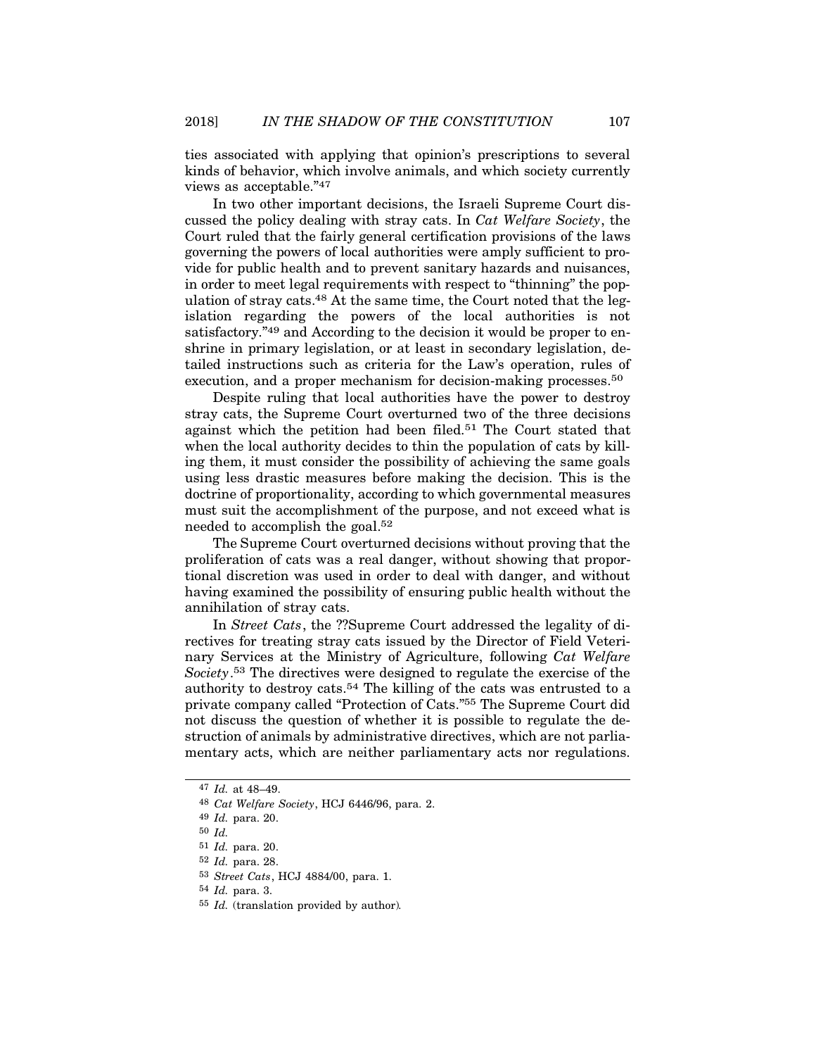ties associated with applying that opinion's prescriptions to several kinds of behavior, which involve animals, and which society currently views as acceptable."[47]

In two other important decisions, the Israeli Supreme Court discussed the policy dealing with stray cats. In *Cat Welfare Society*, the Court ruled that the fairly general certification provisions of the laws governing the powers of local authorities were amply sufficient to provide for public health and to prevent sanitary hazards and nuisances, in order to meet legal requirements with respect to "thinning" the population of stray cats.[48] At the same time, the Court noted that the legislation regarding the powers of the local authorities is not satisfactory."[49] and According to the decision it would be proper to enshrine in primary legislation, or at least in secondary legislation, detailed instructions such as criteria for the Law's operation, rules of execution, and a proper mechanism for decision-making processes.[50]

Despite ruling that local authorities have the power to destroy stray cats, the Supreme Court overturned two of the three decisions against which the petition had been filed.[51] The Court stated that when the local authority decides to thin the population of cats by killing them, it must consider the possibility of achieving the same goals using less drastic measures before making the decision. This is the doctrine of proportionality, according to which governmental measures must suit the accomplishment of the purpose, and not exceed what is needed to accomplish the goal.[52]

The Supreme Court overturned decisions without proving that the proliferation of cats was a real danger, without showing that proportional discretion was used in order to deal with danger, and without having examined the possibility of ensuring public health without the annihilation of stray cats.

In *Street Cats*, the ??Supreme Court addressed the legality of directives for treating stray cats issued by the Director of Field Veterinary Services at the Ministry of Agriculture, following *Cat Welfare Society*.[53] The directives were designed to regulate the exercise of the authority to destroy cats.[54] The killing of the cats was entrusted to a private company called "Protection of Cats."[55] The Supreme Court did not discuss the question of whether it is possible to regulate the destruction of animals by administrative directives, which are not parliamentary acts, which are neither parliamentary acts nor regulations.

---

[47] *Id.* at 48–49.

[48] *Cat Welfare Society*, HCJ 6446/96, para. 2.

[49] *Id.* para. 20.

[50] *Id.*

[51] *Id.* para. 20.

[52] *Id.* para. 28.

[53] *Street Cats*, HCJ 4884/00, para. 1.

[54] *Id.* para. 3.

[55] *Id.* (translation provided by author).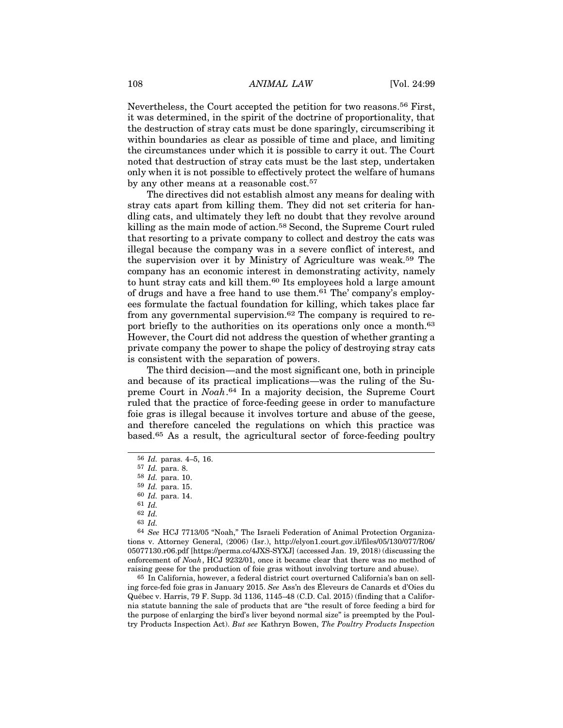Nevertheless, the Court accepted the petition for two reasons.[56] First, it was determined, in the spirit of the doctrine of proportionality, that the destruction of stray cats must be done sparingly, circumscribing it within boundaries as clear as possible of time and place, and limiting the circumstances under which it is possible to carry it out. The Court noted that destruction of stray cats must be the last step, undertaken only when it is not possible to effectively protect the welfare of humans by any other means at a reasonable cost.[57]

The directives did not establish almost any means for dealing with stray cats apart from killing them. They did not set criteria for handling cats, and ultimately they left no doubt that they revolve around killing as the main mode of action.[58] Second, the Supreme Court ruled that resorting to a private company to collect and destroy the cats was illegal because the company was in a severe conflict of interest, and the supervision over it by Ministry of Agriculture was weak.[59] The company has an economic interest in demonstrating activity, namely to hunt stray cats and kill them.[60] Its employees hold a large amount of drugs and have a free hand to use them.[61] The' company's employees formulate the factual foundation for killing, which takes place far from any governmental supervision.[62] The company is required to report briefly to the authorities on its operations only once a month.[63] However, the Court did not address the question of whether granting a private company the power to shape the policy of destroying stray cats is consistent with the separation of powers.

The third decision—and the most significant one, both in principle and because of its practical implications—was the ruling of the Supreme Court in *Noah*.[64] In a majority decision, the Supreme Court ruled that the practice of force-feeding geese in order to manufacture foie gras is illegal because it involves torture and abuse of the geese, and therefore canceled the regulations on which this practice was based.[65] As a result, the agricultural sector of force-feeding poultry

---

56 *Id.* paras. 4–5, 16.

57 *Id.* para. 8.

58 *Id.* para. 10.

59 *Id.* para. 15.

60 *Id.* para. 14.

61 *Id.*

62 *Id.*

63 *Id.*

64 *See* HCJ 7713/05 "Noah," The Israeli Federation of Animal Protection Organizations v. Attorney General, (2006) (Isr.), http://elyon1.court.gov.il/files/05/130/077/R06/05077130.r06.pdf [https://perma.cc/4JXS-SYXJ] (accessed Jan. 19, 2018) (discussing the enforcement of *Noah*, HCJ 9232/01, once it became clear that there was no method of raising geese for the production of foie gras without involving torture and abuse).

65 In California, however, a federal district court overturned California's ban on selling force-fed foie gras in January 2015. *See* Ass'n des Éleveurs de Canards et d'Oies du Québec v. Harris, 79 F. Supp. 3d 1136, 1145–48 (C.D. Cal. 2015) (finding that a California statute banning the sale of products that are "the result of force feeding a bird for the purpose of enlarging the bird's liver beyond normal size" is preempted by the Poultry Products Inspection Act). *But see* Kathryn Bowen, *The Poultry Products Inspection*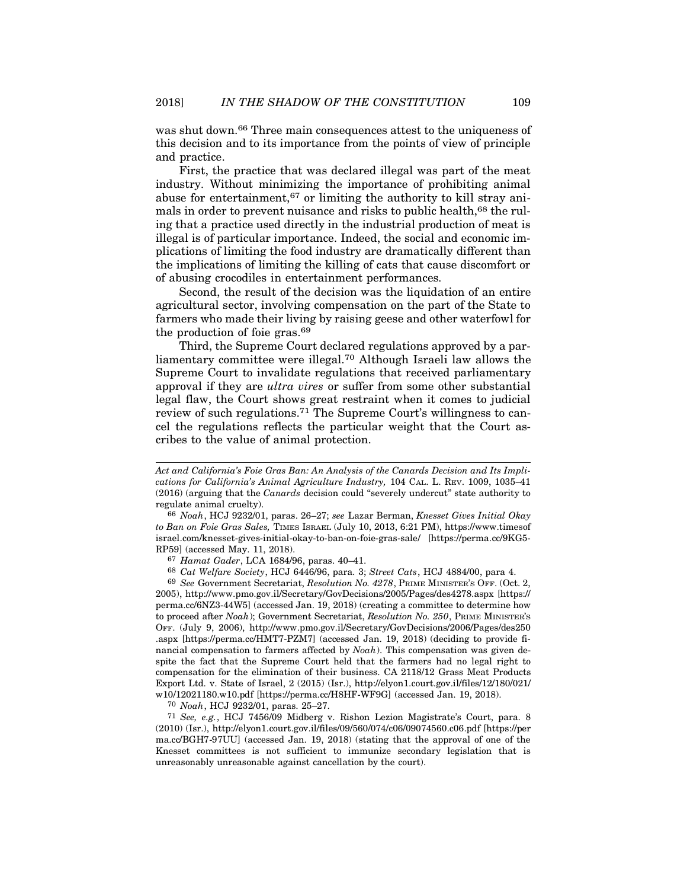was shut down.[66] Three main consequences attest to the uniqueness of this decision and to its importance from the points of view of principle and practice.

First, the practice that was declared illegal was part of the meat industry. Without minimizing the importance of prohibiting animal abuse for entertainment,[67] or limiting the authority to kill stray animals in order to prevent nuisance and risks to public health,[68] the ruling that a practice used directly in the industrial production of meat is illegal is of particular importance. Indeed, the social and economic implications of limiting the food industry are dramatically different than the implications of limiting the killing of cats that cause discomfort or of abusing crocodiles in entertainment performances.

Second, the result of the decision was the liquidation of an entire agricultural sector, involving compensation on the part of the State to farmers who made their living by raising geese and other waterfowl for the production of foie gras.[69]

Third, the Supreme Court declared regulations approved by a parliamentary committee were illegal.[70] Although Israeli law allows the Supreme Court to invalidate regulations that received parliamentary approval if they are *ultra vires* or suffer from some other substantial legal flaw, the Court shows great restraint when it comes to judicial review of such regulations.[71] The Supreme Court's willingness to cancel the regulations reflects the particular weight that the Court ascribes to the value of animal protection.

---

*Act and California's Foie Gras Ban: An Analysis of the Canards Decision and Its Implications for California's Animal Agriculture Industry,* 104 CAL. L. REV. 1009, 1035–41 (2016) (arguing that the *Canards* decision could "severely undercut" state authority to regulate animal cruelty).

[66] *Noah*, HCJ 9232/01, paras. 26–27; *see* Lazar Berman, *Knesset Gives Initial Okay to Ban on Foie Gras Sales,* TIMES ISRAEL (July 10, 2013, 6:21 PM), https://www.timesofisrael.com/knesset-gives-initial-okay-to-ban-on-foie-gras-sale/ [https://perma.cc/9KG5-RP59] (accessed May. 11, 2018).

[67] *Hamat Gader*, LCA 1684/96, paras. 40–41.

[68] *Cat Welfare Society*, HCJ 6446/96, para. 3; *Street Cats*, HCJ 4884/00, para 4.

[69] *See* Government Secretariat, *Resolution No. 4278*, PRIME MINISTER'S OFF. (Oct. 2, 2005), http://www.pmo.gov.il/Secretary/GovDecisions/2005/Pages/des4278.aspx [https://perma.cc/6NZ3-44W5] (accessed Jan. 19, 2018) (creating a committee to determine how to proceed after *Noah*); Government Secretariat, *Resolution No. 250*, PRIME MINISTER'S OFF. (July 9, 2006), http://www.pmo.gov.il/Secretary/GovDecisions/2006/Pages/des250.aspx [https://perma.cc/HMT7-PZM7] (accessed Jan. 19, 2018) (deciding to provide financial compensation to farmers affected by *Noah*). This compensation was given despite the fact that the Supreme Court held that the farmers had no legal right to compensation for the elimination of their business. CA 2118/12 Grass Meat Products Export Ltd. v. State of Israel, 2 (2015) (Isr.), http://elyon1.court.gov.il/files/12/180/021/w10/12021180.w10.pdf [https://perma.cc/H8HF-WF9G] (accessed Jan. 19, 2018).

[70] *Noah*, HCJ 9232/01, paras. 25–27.

[71] *See, e.g.*, HCJ 7456/09 Midberg v. Rishon Lezion Magistrate's Court, para. 8 (2010) (Isr.), http://elyon1.court.gov.il/files/09/560/074/c06/09074560.c06.pdf [https://perma.cc/BGH7-97UU] (accessed Jan. 19, 2018) (stating that the approval of one of the Knesset committees is not sufficient to immunize secondary legislation that is unreasonably unreasonable against cancellation by the court).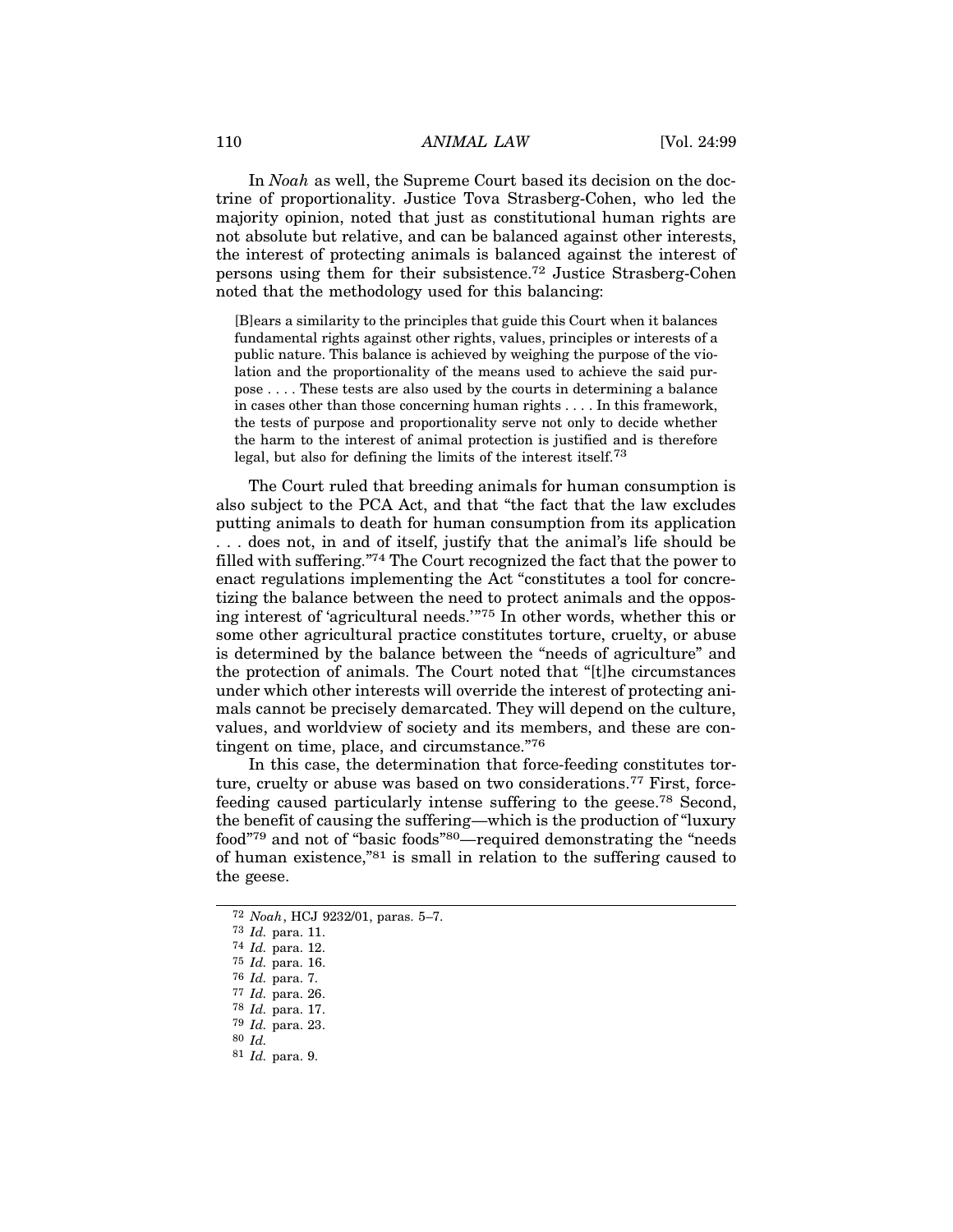In *Noah* as well, the Supreme Court based its decision on the doctrine of proportionality. Justice Tova Strasberg-Cohen, who led the majority opinion, noted that just as constitutional human rights are not absolute but relative, and can be balanced against other interests, the interest of protecting animals is balanced against the interest of persons using them for their subsistence.[72] Justice Strasberg-Cohen noted that the methodology used for this balancing:

> [B]ears a similarity to the principles that guide this Court when it balances fundamental rights against other rights, values, principles or interests of a public nature. This balance is achieved by weighing the purpose of the violation and the proportionality of the means used to achieve the said purpose . . . . These tests are also used by the courts in determining a balance in cases other than those concerning human rights . . . . In this framework, the tests of purpose and proportionality serve not only to decide whether the harm to the interest of animal protection is justified and is therefore legal, but also for defining the limits of the interest itself.[73]

The Court ruled that breeding animals for human consumption is also subject to the PCA Act, and that "the fact that the law excludes putting animals to death for human consumption from its application . . . does not, in and of itself, justify that the animal's life should be filled with suffering."[74] The Court recognized the fact that the power to enact regulations implementing the Act "constitutes a tool for concretizing the balance between the need to protect animals and the opposing interest of 'agricultural needs.'"[75] In other words, whether this or some other agricultural practice constitutes torture, cruelty, or abuse is determined by the balance between the "needs of agriculture" and the protection of animals. The Court noted that "[t]he circumstances under which other interests will override the interest of protecting animals cannot be precisely demarcated. They will depend on the culture, values, and worldview of society and its members, and these are contingent on time, place, and circumstance."[76]

In this case, the determination that force-feeding constitutes torture, cruelty or abuse was based on two considerations.[77] First, force-feeding caused particularly intense suffering to the geese.[78] Second, the benefit of causing the suffering—which is the production of "luxury food"[79] and not of "basic foods"[80]—required demonstrating the "needs of human existence,"[81] is small in relation to the suffering caused to the geese.

---

[72] *Noah*, HCJ 9232/01, paras. 5–7.

[73] *Id.* para. 11.

[74] *Id.* para. 12.

[75] *Id.* para. 16.

[76] *Id.* para. 7.

[77] *Id.* para. 26.

[78] *Id.* para. 17.

[79] *Id.* para. 23.

[80] *Id.*

[81] *Id.* para. 9.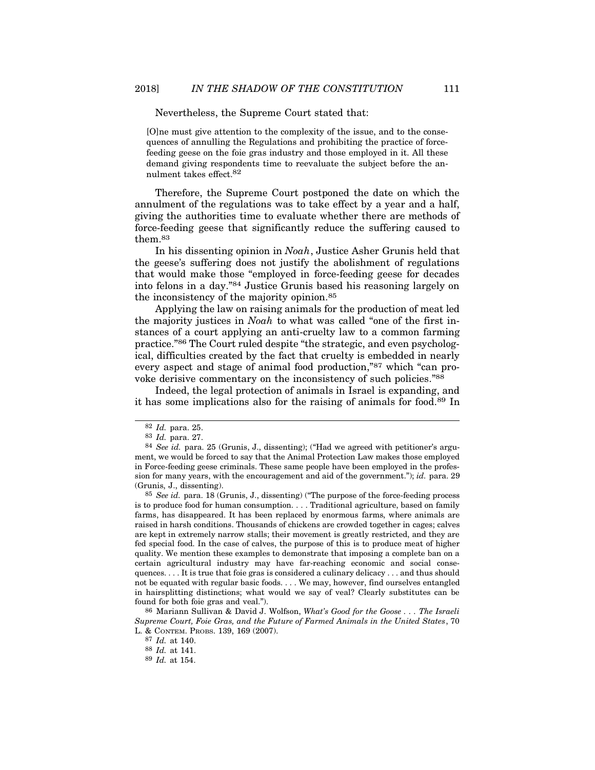Nevertheless, the Supreme Court stated that:

> [O]ne must give attention to the complexity of the issue, and to the consequences of annulling the Regulations and prohibiting the practice of force-feeding geese on the foie gras industry and those employed in it. All these demand giving respondents time to reevaluate the subject before the annulment takes effect.[82]

Therefore, the Supreme Court postponed the date on which the annulment of the regulations was to take effect by a year and a half, giving the authorities time to evaluate whether there are methods of force-feeding geese that significantly reduce the suffering caused to them.[83]

In his dissenting opinion in *Noah*, Justice Asher Grunis held that the geese's suffering does not justify the abolishment of regulations that would make those "employed in force-feeding geese for decades into felons in a day."[84] Justice Grunis based his reasoning largely on the inconsistency of the majority opinion.[85]

Applying the law on raising animals for the production of meat led the majority justices in *Noah* to what was called "one of the first instances of a court applying an anti-cruelty law to a common farming practice."[86] The Court ruled despite "the strategic, and even psychological, difficulties created by the fact that cruelty is embedded in nearly every aspect and stage of animal food production,"[87] which "can provoke derisive commentary on the inconsistency of such policies."[88]

Indeed, the legal protection of animals in Israel is expanding, and it has some implications also for the raising of animals for food.[89] In

---

[82] *Id.* para. 25.

[83] *Id.* para. 27.

[84] *See id.* para. 25 (Grunis, J., dissenting); ("Had we agreed with petitioner's argument, we would be forced to say that the Animal Protection Law makes those employed in Force-feeding geese criminals. These same people have been employed in the profession for many years, with the encouragement and aid of the government."); *id.* para. 29 (Grunis, J., dissenting).

[85] *See id.* para. 18 (Grunis, J., dissenting) ("The purpose of the force-feeding process is to produce food for human consumption. . . . Traditional agriculture, based on family farms, has disappeared. It has been replaced by enormous farms, where animals are raised in harsh conditions. Thousands of chickens are crowded together in cages; calves are kept in extremely narrow stalls; their movement is greatly restricted, and they are fed special food. In the case of calves, the purpose of this is to produce meat of higher quality. We mention these examples to demonstrate that imposing a complete ban on a certain agricultural industry may have far-reaching economic and social consequences. . . . It is true that foie gras is considered a culinary delicacy . . . and thus should not be equated with regular basic foods. . . . We may, however, find ourselves entangled in hairsplitting distinctions; what would we say of veal? Clearly substitutes can be found for both foie gras and veal.").

[86] Mariann Sullivan & David J. Wolfson, *What's Good for the Goose . . . The Israeli Supreme Court, Foie Gras, and the Future of Farmed Animals in the United States*, 70 L. & CONTEM. PROBS. 139, 169 (2007).

[87] *Id.* at 140.

[88] *Id.* at 141.

[89] *Id.* at 154.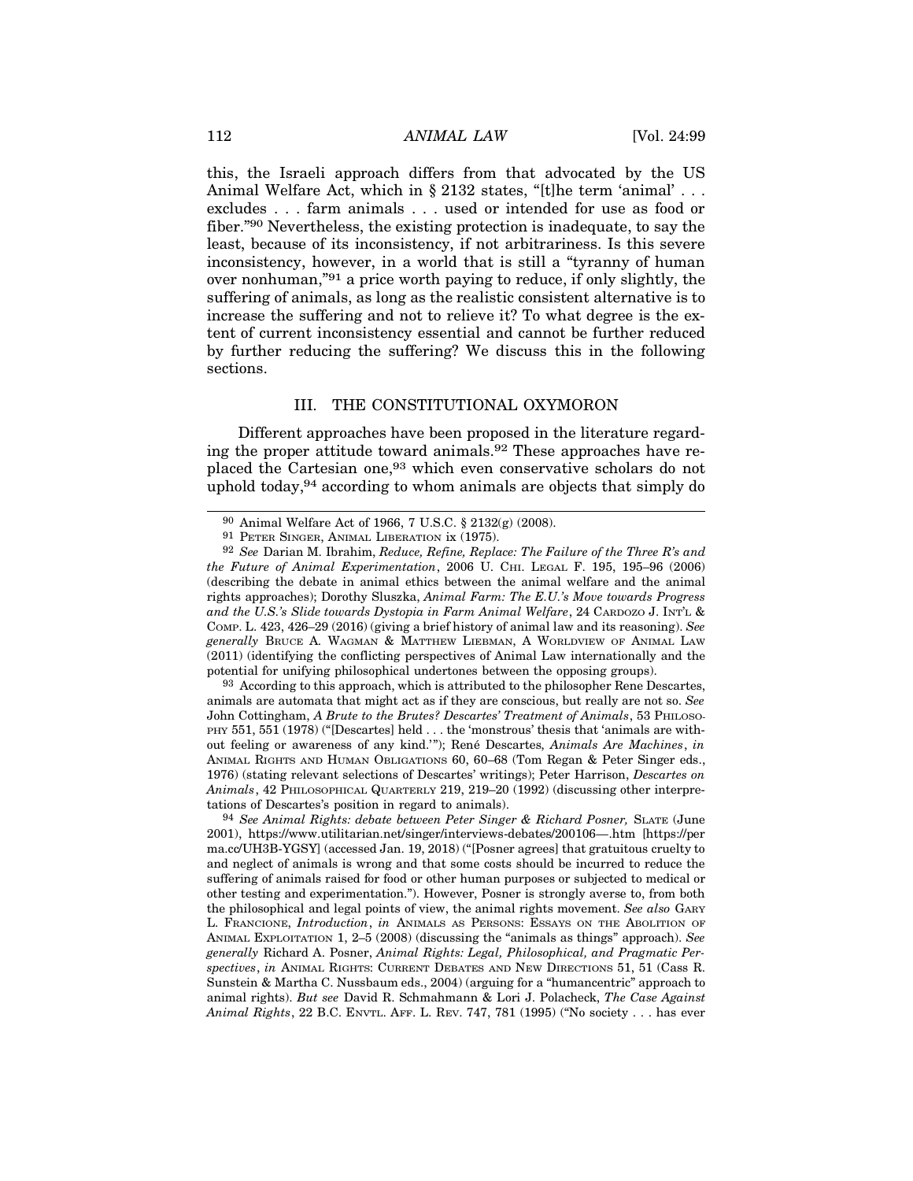this, the Israeli approach differs from that advocated by the US Animal Welfare Act, which in § 2132 states, "[t]he term 'animal' . . . excludes . . . farm animals . . . used or intended for use as food or fiber."[90] Nevertheless, the existing protection is inadequate, to say the least, because of its inconsistency, if not arbitrariness. Is this severe inconsistency, however, in a world that is still a "tyranny of human over nonhuman,"[91] a price worth paying to reduce, if only slightly, the suffering of animals, as long as the realistic consistent alternative is to increase the suffering and not to relieve it? To what degree is the extent of current inconsistency essential and cannot be further reduced by further reducing the suffering? We discuss this in the following sections.

## III. THE CONSTITUTIONAL OXYMORON

Different approaches have been proposed in the literature regarding the proper attitude toward animals.[92] These approaches have replaced the Cartesian one,[93] which even conservative scholars do not uphold today,[94] according to whom animals are objects that simply do

---

[90] Animal Welfare Act of 1966, 7 U.S.C. § 2132(g) (2008).

[91] PETER SINGER, ANIMAL LIBERATION ix (1975).

[92] *See* Darian M. Ibrahim, *Reduce, Refine, Replace: The Failure of the Three R's and the Future of Animal Experimentation*, 2006 U. CHI. LEGAL F. 195, 195–96 (2006) (describing the debate in animal ethics between the animal welfare and the animal rights approaches); Dorothy Sluszka, *Animal Farm: The E.U.'s Move towards Progress and the U.S.'s Slide towards Dystopia in Farm Animal Welfare*, 24 CARDOZO J. INT'L & COMP. L. 423, 426–29 (2016) (giving a brief history of animal law and its reasoning). *See generally* BRUCE A. WAGMAN & MATTHEW LIEBMAN, A WORLDVIEW OF ANIMAL LAW (2011) (identifying the conflicting perspectives of Animal Law internationally and the potential for unifying philosophical undertones between the opposing groups).

[93] According to this approach, which is attributed to the philosopher Rene Descartes, animals are automata that might act as if they are conscious, but really are not so. *See* John Cottingham, *A Brute to the Brutes? Descartes' Treatment of Animals*, 53 PHILOSOPHY 551, 551 (1978) ("[Descartes] held . . . the 'monstrous' thesis that 'animals are without feeling or awareness of any kind.'"); René Descartes, *Animals Are Machines*, *in* ANIMAL RIGHTS AND HUMAN OBLIGATIONS 60, 60–68 (Tom Regan & Peter Singer eds., 1976) (stating relevant selections of Descartes' writings); Peter Harrison, *Descartes on Animals*, 42 PHILOSOPHICAL QUARTERLY 219, 219–20 (1992) (discussing other interpretations of Descartes's position in regard to animals).

[94] *See Animal Rights: debate between Peter Singer & Richard Posner,* SLATE (June 2001), https://www.utilitarian.net/singer/interviews-debates/200106—.htm [https://perma.cc/UH3B-YGSY] (accessed Jan. 19, 2018) ("[Posner agrees] that gratuitous cruelty to and neglect of animals is wrong and that some costs should be incurred to reduce the suffering of animals raised for food or other human purposes or subjected to medical or other testing and experimentation."). However, Posner is strongly averse to, from both the philosophical and legal points of view, the animal rights movement. *See also* GARY L. FRANCIONE, *Introduction*, *in* ANIMALS AS PERSONS: ESSAYS ON THE ABOLITION OF ANIMAL EXPLOITATION 1, 2–5 (2008) (discussing the "animals as things" approach). *See generally* Richard A. Posner, *Animal Rights: Legal, Philosophical, and Pragmatic Perspectives*, *in* ANIMAL RIGHTS: CURRENT DEBATES AND NEW DIRECTIONS 51, 51 (Cass R. Sunstein & Martha C. Nussbaum eds., 2004) (arguing for a "humancentric" approach to animal rights). *But see* David R. Schmahmann & Lori J. Polacheck, *The Case Against Animal Rights*, 22 B.C. ENVTL. AFF. L. REV. 747, 781 (1995) ("No society . . . has ever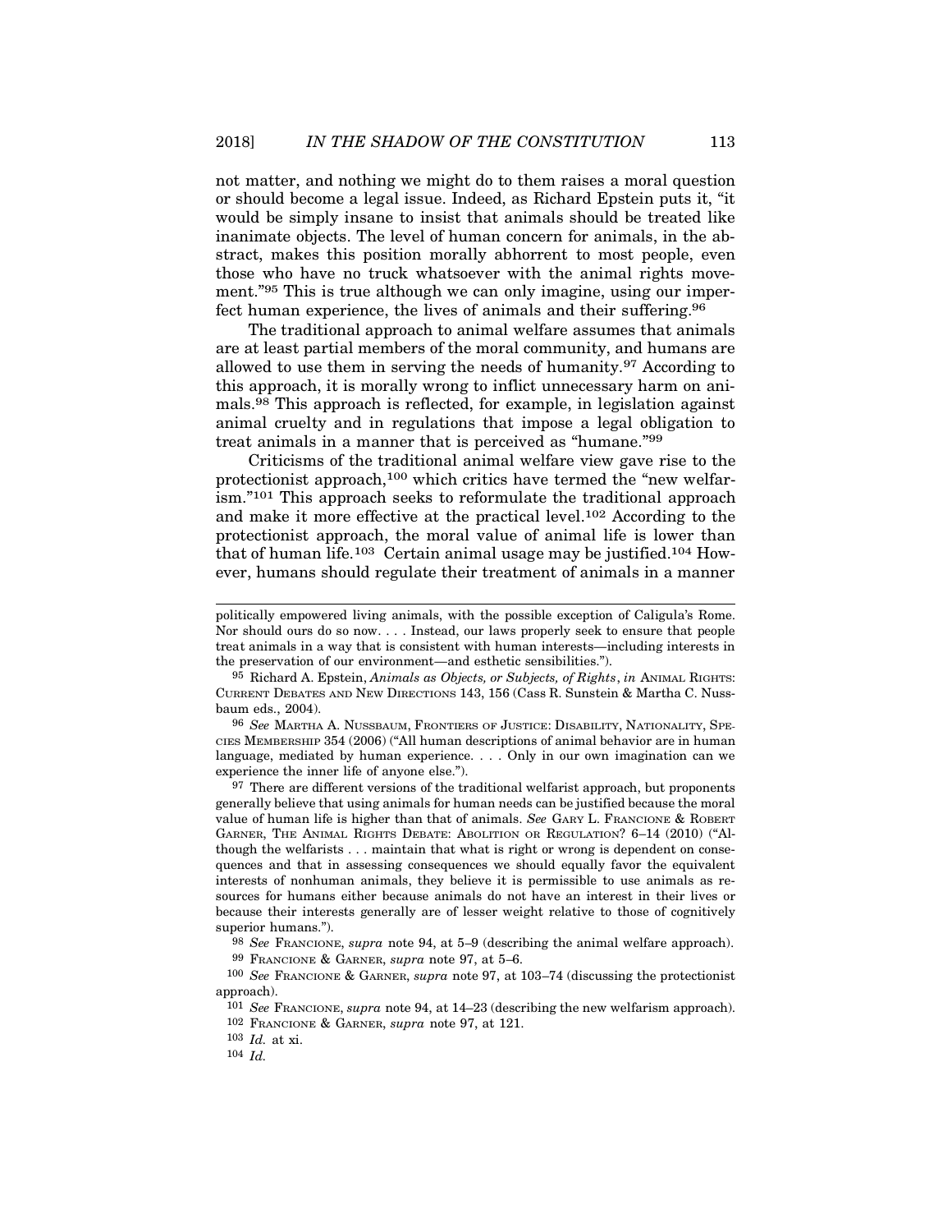not matter, and nothing we might do to them raises a moral question or should become a legal issue. Indeed, as Richard Epstein puts it, "it would be simply insane to insist that animals should be treated like inanimate objects. The level of human concern for animals, in the abstract, makes this position morally abhorrent to most people, even those who have no truck whatsoever with the animal rights movement."[95] This is true although we can only imagine, using our imperfect human experience, the lives of animals and their suffering.[96]

The traditional approach to animal welfare assumes that animals are at least partial members of the moral community, and humans are allowed to use them in serving the needs of humanity.[97] According to this approach, it is morally wrong to inflict unnecessary harm on animals.[98] This approach is reflected, for example, in legislation against animal cruelty and in regulations that impose a legal obligation to treat animals in a manner that is perceived as "humane."[99]

Criticisms of the traditional animal welfare view gave rise to the protectionist approach,[100] which critics have termed the "new welfarism."[101] This approach seeks to reformulate the traditional approach and make it more effective at the practical level.[102] According to the protectionist approach, the moral value of animal life is lower than that of human life.[103] Certain animal usage may be justified.[104] However, humans should regulate their treatment of animals in a manner

---

politically empowered living animals, with the possible exception of Caligula's Rome. Nor should ours do so now. . . . Instead, our laws properly seek to ensure that people treat animals in a way that is consistent with human interests—including interests in the preservation of our environment—and esthetic sensibilities.").

[95] Richard A. Epstein, *Animals as Objects, or Subjects, of Rights*, *in* ANIMAL RIGHTS: CURRENT DEBATES AND NEW DIRECTIONS 143, 156 (Cass R. Sunstein & Martha C. Nussbaum eds., 2004).

[96] *See* MARTHA A. NUSSBAUM, FRONTIERS OF JUSTICE: DISABILITY, NATIONALITY, SPECIES MEMBERSHIP 354 (2006) ("All human descriptions of animal behavior are in human language, mediated by human experience. . . . Only in our own imagination can we experience the inner life of anyone else.").

[97] There are different versions of the traditional welfarist approach, but proponents generally believe that using animals for human needs can be justified because the moral value of human life is higher than that of animals. *See* GARY L. FRANCIONE & ROBERT GARNER, THE ANIMAL RIGHTS DEBATE: ABOLITION OR REGULATION? 6–14 (2010) ("Although the welfarists . . . maintain that what is right or wrong is dependent on consequences and that in assessing consequences we should equally favor the equivalent interests of nonhuman animals, they believe it is permissible to use animals as resources for humans either because animals do not have an interest in their lives or because their interests generally are of lesser weight relative to those of cognitively superior humans.").

[98] *See* FRANCIONE, *supra* note 94, at 5–9 (describing the animal welfare approach).

[99] FRANCIONE & GARNER, *supra* note 97, at 5–6.

[100] *See* FRANCIONE & GARNER, *supra* note 97, at 103–74 (discussing the protectionist approach).

[101] *See* FRANCIONE, *supra* note 94, at 14–23 (describing the new welfarism approach).

[102] FRANCIONE & GARNER, *supra* note 97, at 121.

[103] *Id.* at xi.

[104] *Id.*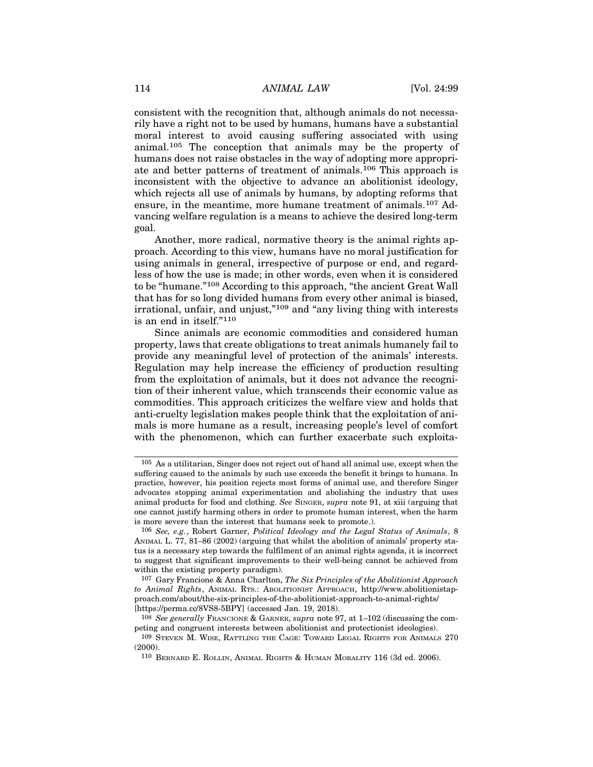consistent with the recognition that, although animals do not necessarily have a right not to be used by humans, humans have a substantial moral interest to avoid causing suffering associated with using animal.[105] The conception that animals may be the property of humans does not raise obstacles in the way of adopting more appropriate and better patterns of treatment of animals.[106] This approach is inconsistent with the objective to advance an abolitionist ideology, which rejects all use of animals by humans, by adopting reforms that ensure, in the meantime, more humane treatment of animals.[107] Advancing welfare regulation is a means to achieve the desired long-term goal.

Another, more radical, normative theory is the animal rights approach. According to this view, humans have no moral justification for using animals in general, irrespective of purpose or end, and regardless of how the use is made; in other words, even when it is considered to be "humane."[108] According to this approach, "the ancient Great Wall that has for so long divided humans from every other animal is biased, irrational, unfair, and unjust,"[109] and "any living thing with interests is an end in itself."[110]

Since animals are economic commodities and considered human property, laws that create obligations to treat animals humanely fail to provide any meaningful level of protection of the animals' interests. Regulation may help increase the efficiency of production resulting from the exploitation of animals, but it does not advance the recognition of their inherent value, which transcends their economic value as commodities. This approach criticizes the welfare view and holds that anti-cruelty legislation makes people think that the exploitation of animals is more humane as a result, increasing people's level of comfort with the phenomenon, which can further exacerbate such exploita-

---

[105] As a utilitarian, Singer does not reject out of hand all animal use, except when the suffering caused to the animals by such use exceeds the benefit it brings to humans. In practice, however, his position rejects most forms of animal use, and therefore Singer advocates stopping animal experimentation and abolishing the industry that uses animal products for food and clothing. *See* SINGER, *supra* note 91, at xiii (arguing that one cannot justify harming others in order to promote human interest, when the harm is more severe than the interest that humans seek to promote.).

[106] *See, e.g.*, Robert Garner, *Political Ideology and the Legal Status of Animals*, 8 ANIMAL L. 77, 81–86 (2002) (arguing that whilst the abolition of animals' property status is a necessary step towards the fulfilment of an animal rights agenda, it is incorrect to suggest that significant improvements to their well-being cannot be achieved from within the existing property paradigm).

[107] Gary Francione & Anna Charlton, *The Six Principles of the Abolitionist Approach to Animal Rights*, ANIMAL RTS.: ABOLITIONIST APPROACH, http://www.abolitionistapproach.com/about/the-six-principles-of-the-abolitionist-approach-to-animal-rights/ [https://perma.cc/8VS8-5BPY] (accessed Jan. 19, 2018).

[108] *See generally* FRANCIONE & GARNER, *supra* note 97, at 1–102 (discussing the competing and congruent interests between abolitionist and protectionist ideologies).

[109] STEVEN M. WISE, RATTLING THE CAGE: TOWARD LEGAL RIGHTS FOR ANIMALS 270 (2000).

[110] BERNARD E. ROLLIN, ANIMAL RIGHTS & HUMAN MORALITY 116 (3d ed. 2006).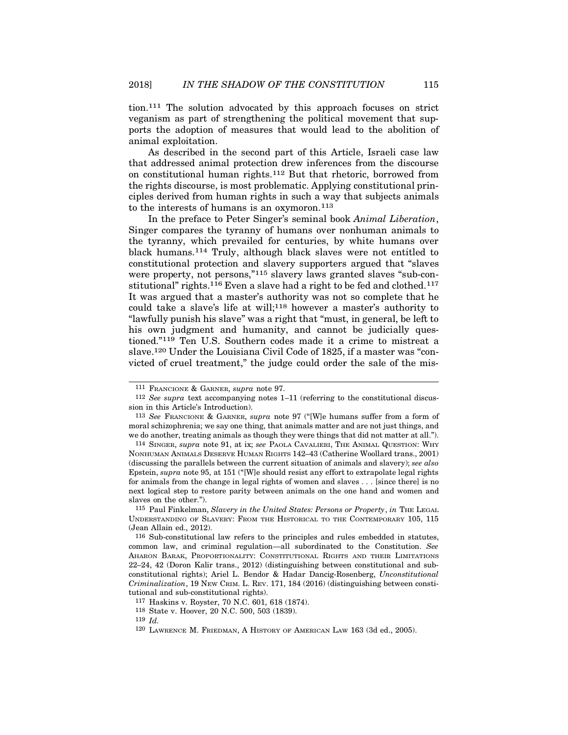tion.[111] The solution advocated by this approach focuses on strict veganism as part of strengthening the political movement that supports the adoption of measures that would lead to the abolition of animal exploitation.

As described in the second part of this Article, Israeli case law that addressed animal protection drew inferences from the discourse on constitutional human rights.[112] But that rhetoric, borrowed from the rights discourse, is most problematic. Applying constitutional principles derived from human rights in such a way that subjects animals to the interests of humans is an oxymoron.[113]

In the preface to Peter Singer's seminal book *Animal Liberation*, Singer compares the tyranny of humans over nonhuman animals to the tyranny, which prevailed for centuries, by white humans over black humans.[114] Truly, although black slaves were not entitled to constitutional protection and slavery supporters argued that "slaves were property, not persons,"[115] slavery laws granted slaves "sub-constitutional" rights.[116] Even a slave had a right to be fed and clothed.[117] It was argued that a master's authority was not so complete that he could take a slave's life at will;[118] however a master's authority to "lawfully punish his slave" was a right that "must, in general, be left to his own judgment and humanity, and cannot be judicially questioned."[119] Ten U.S. Southern codes made it a crime to mistreat a slave.[120] Under the Louisiana Civil Code of 1825, if a master was "convicted of cruel treatment," the judge could order the sale of the mis-

---

[111] FRANCIONE & GARNER, *supra* note 97.

[112] *See supra* text accompanying notes 1–11 (referring to the constitutional discussion in this Article's Introduction).

[113] *See* FRANCIONE & GARNER, *supra* note 97 ("[W]e humans suffer from a form of moral schizophrenia; we say one thing, that animals matter and are not just things, and we do another, treating animals as though they were things that did not matter at all.").

[114] SINGER, *supra* note 91, at ix; *see* PAOLA CAVALIERI, THE ANIMAL QUESTION: WHY NONHUMAN ANIMALS DESERVE HUMAN RIGHTS 142–43 (Catherine Woollard trans., 2001) (discussing the parallels between the current situation of animals and slavery); *see also* Epstein, *supra* note 95, at 151 ("[W]e should resist any effort to extrapolate legal rights for animals from the change in legal rights of women and slaves . . . [since there] is no next logical step to restore parity between animals on the one hand and women and slaves on the other.").

[115] Paul Finkelman, *Slavery in the United States: Persons or Property*, *in* THE LEGAL UNDERSTANDING OF SLAVERY: FROM THE HISTORICAL TO THE CONTEMPORARY 105, 115 (Jean Allain ed., 2012).

[116] Sub-constitutional law refers to the principles and rules embedded in statutes, common law, and criminal regulation—all subordinated to the Constitution. *See* AHARON BARAK, PROPORTIONALITY: CONSTITUTIONAL RIGHTS AND THEIR LIMITATIONS 22–24, 42 (Doron Kalir trans., 2012) (distinguishing between constitutional and sub-constitutional rights); Ariel L. Bendor & Hadar Dancig-Rosenberg, *Unconstitutional Criminalization*, 19 NEW CRIM. L. REV. 171, 184 (2016) (distinguishing between constitutional and sub-constitutional rights).

[117] Haskins v. Royster, 70 N.C. 601, 618 (1874).

[118] State v. Hoover, 20 N.C. 500, 503 (1839).

[119] *Id.*

[120] LAWRENCE M. FRIEDMAN, A HISTORY OF AMERICAN LAW 163 (3d ed., 2005).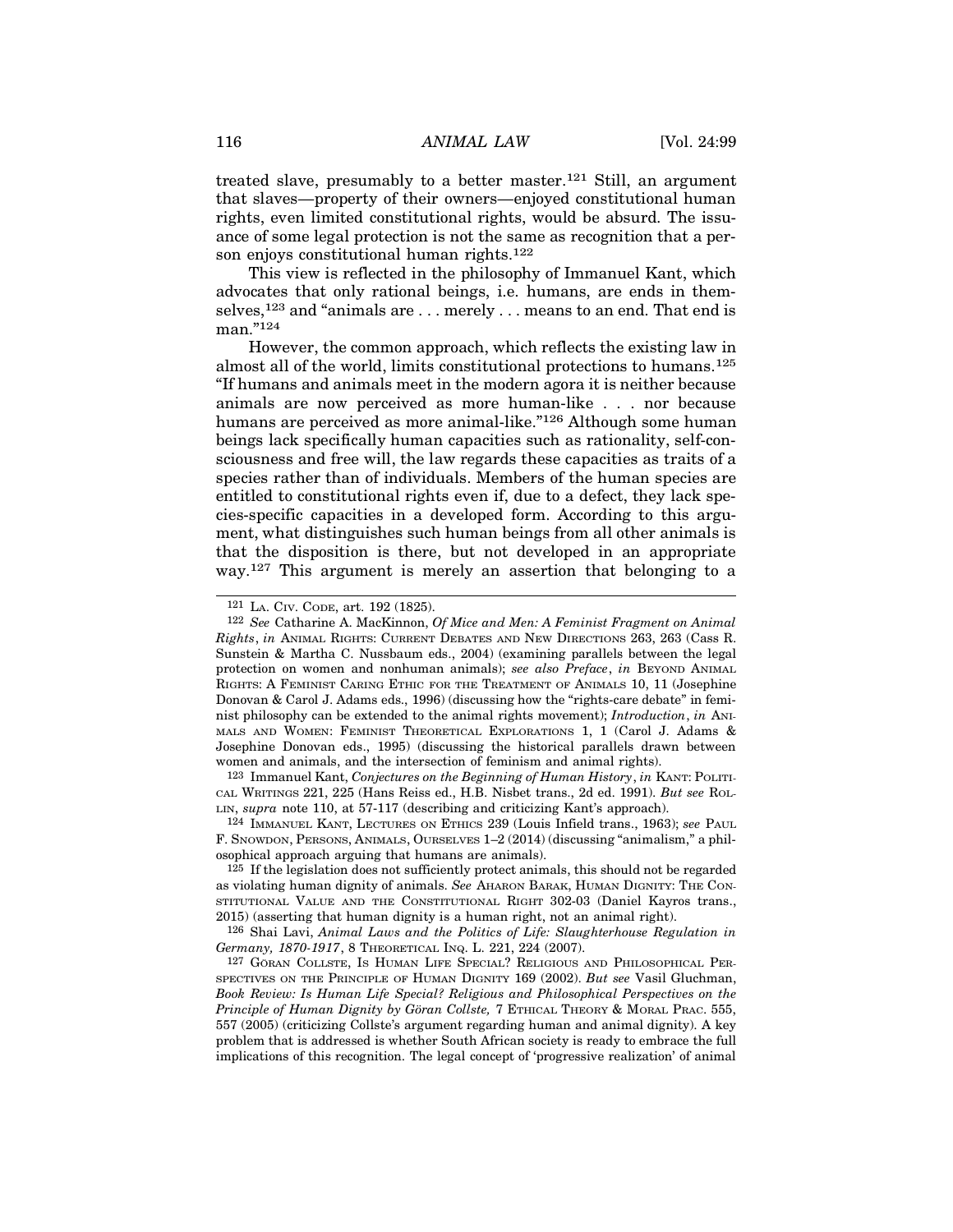treated slave, presumably to a better master.[121] Still, an argument that slaves—property of their owners—enjoyed constitutional human rights, even limited constitutional rights, would be absurd. The issuance of some legal protection is not the same as recognition that a person enjoys constitutional human rights.[122]

This view is reflected in the philosophy of Immanuel Kant, which advocates that only rational beings, i.e. humans, are ends in themselves,[123] and "animals are . . . merely . . . means to an end. That end is man."[124]

However, the common approach, which reflects the existing law in almost all of the world, limits constitutional protections to humans.[125] "If humans and animals meet in the modern agora it is neither because animals are now perceived as more human-like . . . nor because humans are perceived as more animal-like."[126] Although some human beings lack specifically human capacities such as rationality, self-consciousness and free will, the law regards these capacities as traits of a species rather than of individuals. Members of the human species are entitled to constitutional rights even if, due to a defect, they lack species-specific capacities in a developed form. According to this argument, what distinguishes such human beings from all other animals is that the disposition is there, but not developed in an appropriate way.[127] This argument is merely an assertion that belonging to a

---

[121] LA. CIV. CODE, art. 192 (1825).

[122] *See* Catharine A. MacKinnon, *Of Mice and Men: A Feminist Fragment on Animal Rights*, *in* ANIMAL RIGHTS: CURRENT DEBATES AND NEW DIRECTIONS 263, 263 (Cass R. Sunstein & Martha C. Nussbaum eds., 2004) (examining parallels between the legal protection on women and nonhuman animals); *see also Preface*, *in* BEYOND ANIMAL RIGHTS: A FEMINIST CARING ETHIC FOR THE TREATMENT OF ANIMALS 10, 11 (Josephine Donovan & Carol J. Adams eds., 1996) (discussing how the "rights-care debate" in feminist philosophy can be extended to the animal rights movement); *Introduction*, *in* ANIMALS AND WOMEN: FEMINIST THEORETICAL EXPLORATIONS 1, 1 (Carol J. Adams & Josephine Donovan eds., 1995) (discussing the historical parallels drawn between women and animals, and the intersection of feminism and animal rights).

[123] Immanuel Kant, *Conjectures on the Beginning of Human History*, *in* KANT: POLITICAL WRITINGS 221, 225 (Hans Reiss ed., H.B. Nisbet trans., 2d ed. 1991). *But see* ROLLIN, *supra* note 110, at 57-117 (describing and criticizing Kant's approach).

[124] IMMANUEL KANT, LECTURES ON ETHICS 239 (Louis Infield trans., 1963); *see* PAUL F. SNOWDON, PERSONS, ANIMALS, OURSELVES 1–2 (2014) (discussing "animalism," a philosophical approach arguing that humans are animals).

[125] If the legislation does not sufficiently protect animals, this should not be regarded as violating human dignity of animals. *See* AHARON BARAK, HUMAN DIGNITY: THE CONSTITUTIONAL VALUE AND THE CONSTITUTIONAL RIGHT 302-03 (Daniel Kayros trans., 2015) (asserting that human dignity is a human right, not an animal right).

[126] Shai Lavi, *Animal Laws and the Politics of Life: Slaughterhouse Regulation in Germany, 1870-1917*, 8 THEORETICAL INQ. L. 221, 224 (2007).

[127] GÖRAN COLLSTE, IS HUMAN LIFE SPECIAL? RELIGIOUS AND PHILOSOPHICAL PERSPECTIVES ON THE PRINCIPLE OF HUMAN DIGNITY 169 (2002). *But see* Vasil Gluchman, *Book Review: Is Human Life Special? Religious and Philosophical Perspectives on the Principle of Human Dignity by Göran Collste,* 7 ETHICAL THEORY & MORAL PRAC. 555, 557 (2005) (criticizing Collste's argument regarding human and animal dignity). A key problem that is addressed is whether South African society is ready to embrace the full implications of this recognition. The legal concept of 'progressive realization' of animal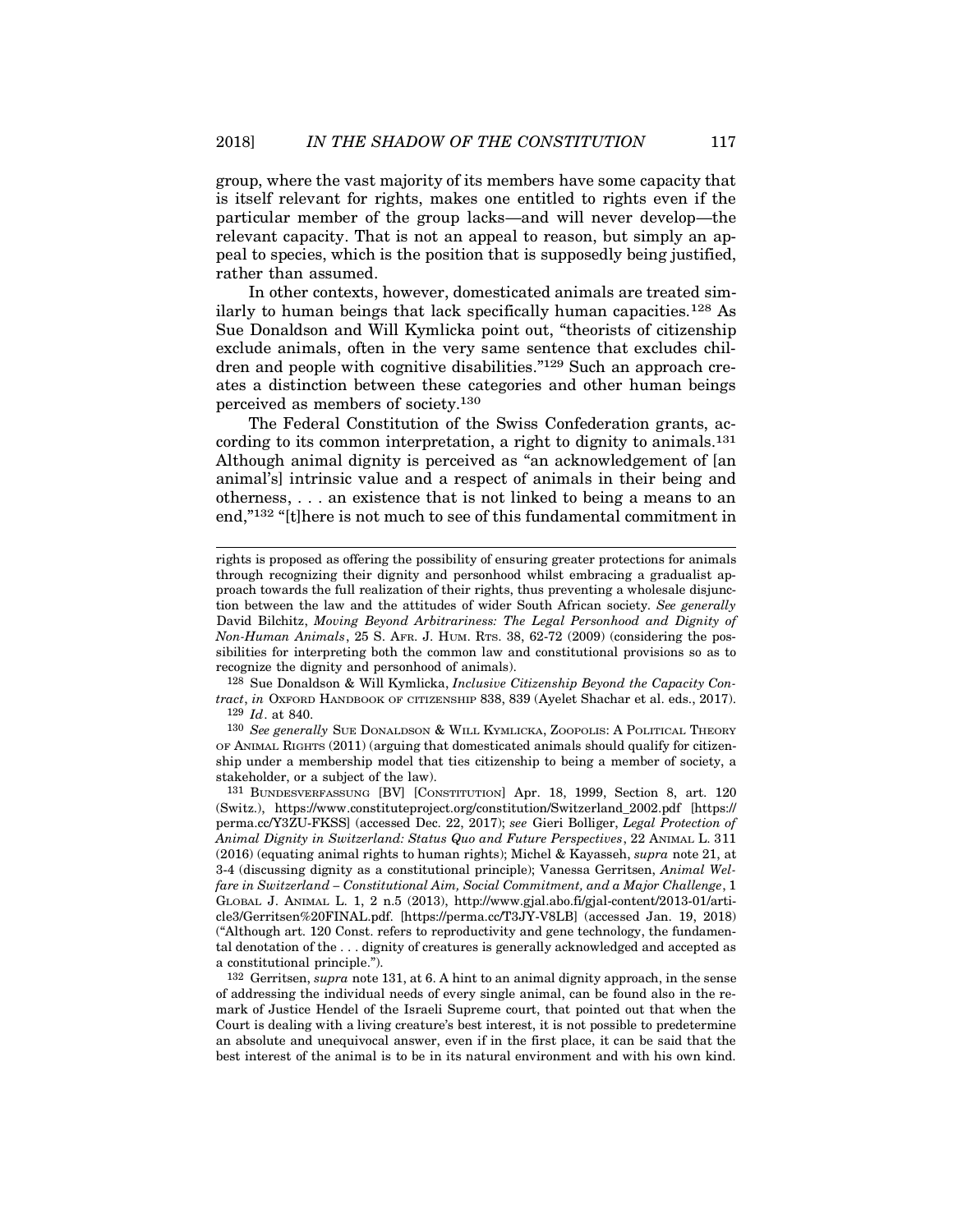group, where the vast majority of its members have some capacity that is itself relevant for rights, makes one entitled to rights even if the particular member of the group lacks—and will never develop—the relevant capacity. That is not an appeal to reason, but simply an appeal to species, which is the position that is supposedly being justified, rather than assumed.

In other contexts, however, domesticated animals are treated similarly to human beings that lack specifically human capacities.[128] As Sue Donaldson and Will Kymlicka point out, "theorists of citizenship exclude animals, often in the very same sentence that excludes children and people with cognitive disabilities."[129] Such an approach creates a distinction between these categories and other human beings perceived as members of society.[130]

The Federal Constitution of the Swiss Confederation grants, according to its common interpretation, a right to dignity to animals.[131] Although animal dignity is perceived as "an acknowledgement of [an animal's] intrinsic value and a respect of animals in their being and otherness, . . . an existence that is not linked to being a means to an end,"[132] "[t]here is not much to see of this fundamental commitment in

---

rights is proposed as offering the possibility of ensuring greater protections for animals through recognizing their dignity and personhood whilst embracing a gradualist approach towards the full realization of their rights, thus preventing a wholesale disjunction between the law and the attitudes of wider South African society. *See generally* David Bilchitz, *Moving Beyond Arbitrariness: The Legal Personhood and Dignity of Non-Human Animals*, 25 S. AFR. J. HUM. RTS. 38, 62-72 (2009) (considering the possibilities for interpreting both the common law and constitutional provisions so as to recognize the dignity and personhood of animals).

[128] Sue Donaldson & Will Kymlicka, *Inclusive Citizenship Beyond the Capacity Contract*, *in* OXFORD HANDBOOK OF CITIZENSHIP 838, 839 (Ayelet Shachar et al. eds., 2017).

[129] *Id*. at 840.

[130] *See generally* SUE DONALDSON & WILL KYMLICKA, ZOOPOLIS: A POLITICAL THEORY OF ANIMAL RIGHTS (2011) (arguing that domesticated animals should qualify for citizenship under a membership model that ties citizenship to being a member of society, a stakeholder, or a subject of the law).

[131] BUNDESVERFASSUNG [BV] [CONSTITUTION] Apr. 18, 1999, Section 8, art. 120 (Switz.), https://www.constituteproject.org/constitution/Switzerland_2002.pdf [https://perma.cc/Y3ZU-FKSS] (accessed Dec. 22, 2017); *see* Gieri Bolliger, *Legal Protection of Animal Dignity in Switzerland: Status Quo and Future Perspectives*, 22 ANIMAL L. 311 (2016) (equating animal rights to human rights); Michel & Kayasseh, *supra* note 21, at 3-4 (discussing dignity as a constitutional principle); Vanessa Gerritsen, *Animal Welfare in Switzerland – Constitutional Aim, Social Commitment, and a Major Challenge*, 1 GLOBAL J. ANIMAL L. 1, 2 n.5 (2013), http://www.gjal.abo.fi/gjal-content/2013-01/article3/Gerritsen%20FINAL.pdf. [https://perma.cc/T3JY-V8LB] (accessed Jan. 19, 2018) ("Although art. 120 Const. refers to reproductivity and gene technology, the fundamental denotation of the . . . dignity of creatures is generally acknowledged and accepted as a constitutional principle.").

[132] Gerritsen, *supra* note 131, at 6. A hint to an animal dignity approach, in the sense of addressing the individual needs of every single animal, can be found also in the remark of Justice Hendel of the Israeli Supreme court, that pointed out that when the Court is dealing with a living creature's best interest, it is not possible to predetermine an absolute and unequivocal answer, even if in the first place, it can be said that the best interest of the animal is to be in its natural environment and with his own kind.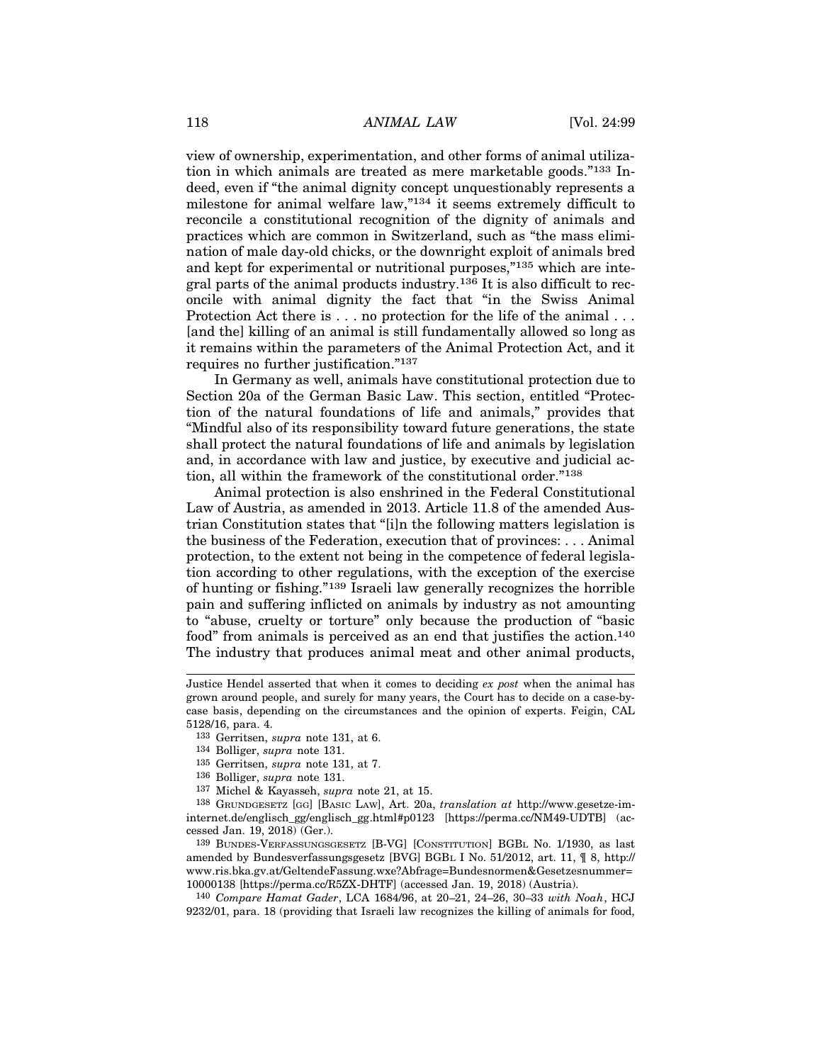view of ownership, experimentation, and other forms of animal utilization in which animals are treated as mere marketable goods."[133] Indeed, even if "the animal dignity concept unquestionably represents a milestone for animal welfare law,"[134] it seems extremely difficult to reconcile a constitutional recognition of the dignity of animals and practices which are common in Switzerland, such as "the mass elimination of male day-old chicks, or the downright exploit of animals bred and kept for experimental or nutritional purposes,"[135] which are integral parts of the animal products industry.[136] It is also difficult to reconcile with animal dignity the fact that "in the Swiss Animal Protection Act there is . . . no protection for the life of the animal . . . [and the] killing of an animal is still fundamentally allowed so long as it remains within the parameters of the Animal Protection Act, and it requires no further justification."[137]

In Germany as well, animals have constitutional protection due to Section 20a of the German Basic Law. This section, entitled "Protection of the natural foundations of life and animals," provides that "Mindful also of its responsibility toward future generations, the state shall protect the natural foundations of life and animals by legislation and, in accordance with law and justice, by executive and judicial action, all within the framework of the constitutional order."[138]

Animal protection is also enshrined in the Federal Constitutional Law of Austria, as amended in 2013. Article 11.8 of the amended Austrian Constitution states that "[i]n the following matters legislation is the business of the Federation, execution that of provinces: . . . Animal protection, to the extent not being in the competence of federal legislation according to other regulations, with the exception of the exercise of hunting or fishing."[139] Israeli law generally recognizes the horrible pain and suffering inflicted on animals by industry as not amounting to "abuse, cruelty or torture" only because the production of "basic food" from animals is perceived as an end that justifies the action.[140] The industry that produces animal meat and other animal products,

---

Justice Hendel asserted that when it comes to deciding *ex post* when the animal has grown around people, and surely for many years, the Court has to decide on a case-by-case basis, depending on the circumstances and the opinion of experts. Feigin, CAL 5128/16, para. 4.

[133] Gerritsen, *supra* note 131, at 6.

[134] Bolliger, *supra* note 131.

[135] Gerritsen, *supra* note 131, at 7.

[136] Bolliger, *supra* note 131.

[137] Michel & Kayasseh, *supra* note 21, at 15.

[138] GRUNDGESETZ [GG] [BASIC LAW], Art. 20a, *translation at* http://www.gesetze-im-internet.de/englisch_gg/englisch_gg.html#p0123 [https://perma.cc/NM49-UDTB] (accessed Jan. 19, 2018) (Ger.).

[139] BUNDES-VERFASSUNGSGESETZ [B-VG] [CONSTITUTION] BGBL No. 1/1930, as last amended by Bundesverfassungsgesetz [BVG] BGBL I No. 51/2012, art. 11, ¶ 8, http://www.ris.bka.gv.at/GeltendeFassung.wxe?Abfrage=Bundesnormen&Gesetzesnummer=10000138 [https://perma.cc/R5ZX-DHTF] (accessed Jan. 19, 2018) (Austria).

[140] *Compare Hamat Gader*, LCA 1684/96, at 20–21, 24–26, 30–33 *with Noah*, HCJ 9232/01, para. 18 (providing that Israeli law recognizes the killing of animals for food,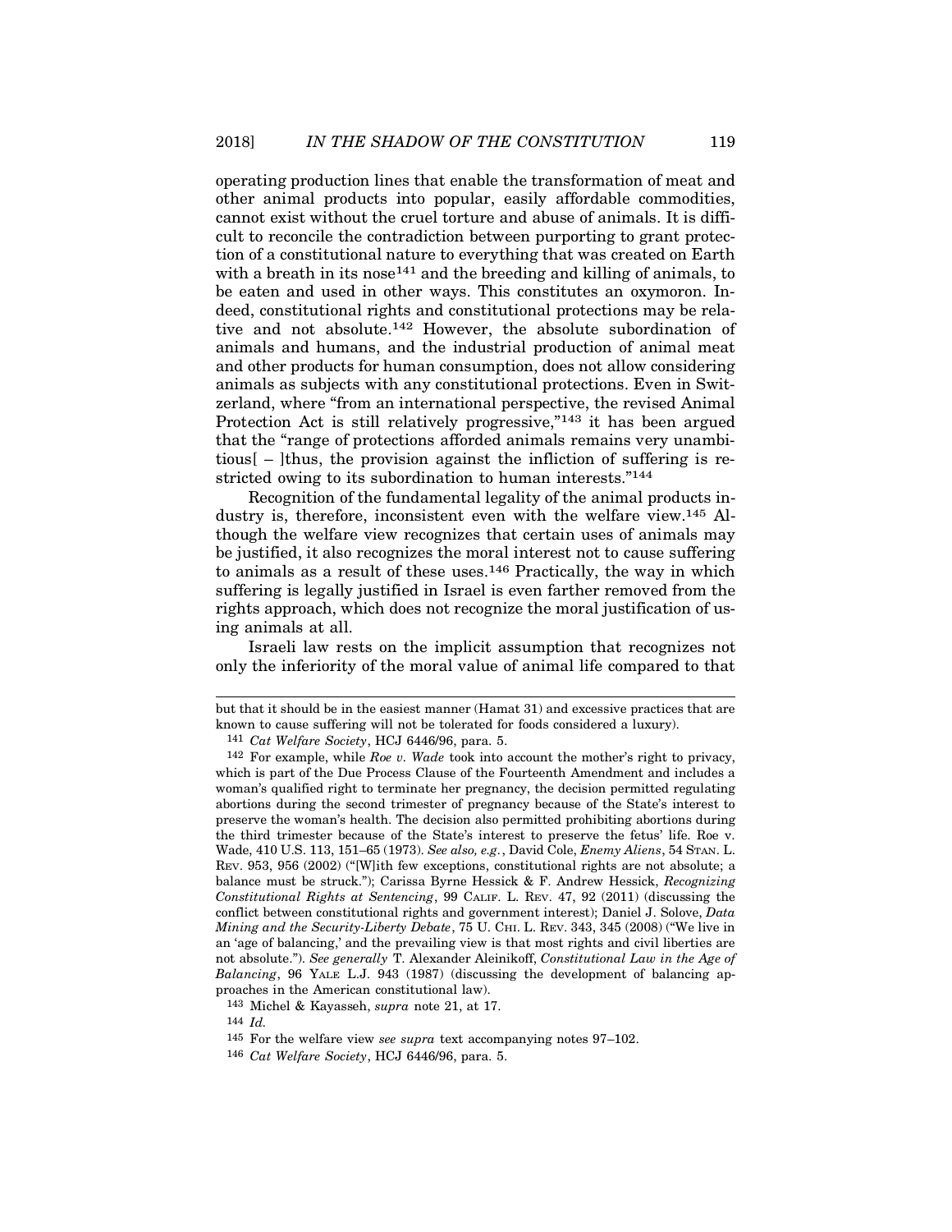operating production lines that enable the transformation of meat and other animal products into popular, easily affordable commodities, cannot exist without the cruel torture and abuse of animals. It is difficult to reconcile the contradiction between purporting to grant protection of a constitutional nature to everything that was created on Earth with a breath in its nose[141] and the breeding and killing of animals, to be eaten and used in other ways. This constitutes an oxymoron. Indeed, constitutional rights and constitutional protections may be relative and not absolute.[142] However, the absolute subordination of animals and humans, and the industrial production of animal meat and other products for human consumption, does not allow considering animals as subjects with any constitutional protections. Even in Switzerland, where "from an international perspective, the revised Animal Protection Act is still relatively progressive,"[143] it has been argued that the "range of protections afforded animals remains very unambitious[ – ]thus, the provision against the infliction of suffering is restricted owing to its subordination to human interests."[144]

Recognition of the fundamental legality of the animal products industry is, therefore, inconsistent even with the welfare view.[145] Although the welfare view recognizes that certain uses of animals may be justified, it also recognizes the moral interest not to cause suffering to animals as a result of these uses.[146] Practically, the way in which suffering is legally justified in Israel is even farther removed from the rights approach, which does not recognize the moral justification of using animals at all.

Israeli law rests on the implicit assumption that recognizes not only the inferiority of the moral value of animal life compared to that

---

but that it should be in the easiest manner (Hamat 31) and excessive practices that are known to cause suffering will not be tolerated for foods considered a luxury).

141 *Cat Welfare Society*, HCJ 6446/96, para. 5.

142 For example, while *Roe v. Wade* took into account the mother's right to privacy, which is part of the Due Process Clause of the Fourteenth Amendment and includes a woman's qualified right to terminate her pregnancy, the decision permitted regulating abortions during the second trimester of pregnancy because of the State's interest to preserve the woman's health. The decision also permitted prohibiting abortions during the third trimester because of the State's interest to preserve the fetus' life. Roe v. Wade, 410 U.S. 113, 151–65 (1973). *See also, e.g.*, David Cole, *Enemy Aliens*, 54 STAN. L. REV. 953, 956 (2002) ("[W]ith few exceptions, constitutional rights are not absolute; a balance must be struck."); Carissa Byrne Hessick & F. Andrew Hessick, *Recognizing Constitutional Rights at Sentencing*, 99 CALIF. L. REV. 47, 92 (2011) (discussing the conflict between constitutional rights and government interest); Daniel J. Solove, *Data Mining and the Security-Liberty Debate*, 75 U. CHI. L. REV. 343, 345 (2008) ("We live in an 'age of balancing,' and the prevailing view is that most rights and civil liberties are not absolute."). *See generally* T. Alexander Aleinikoff, *Constitutional Law in the Age of Balancing*, 96 YALE L.J. 943 (1987) (discussing the development of balancing approaches in the American constitutional law).

143 Michel & Kayasseh, *supra* note 21, at 17.

144 *Id.*

145 For the welfare view *see supra* text accompanying notes 97–102.

146 *Cat Welfare Society*, HCJ 6446/96, para. 5.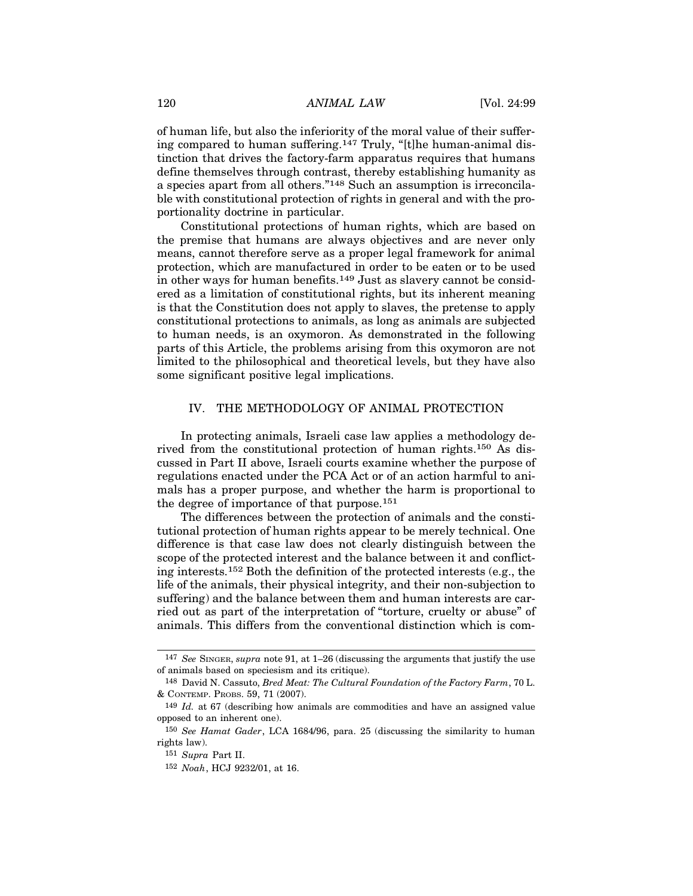of human life, but also the inferiority of the moral value of their suffering compared to human suffering.[147] Truly, "[t]he human-animal distinction that drives the factory-farm apparatus requires that humans define themselves through contrast, thereby establishing humanity as a species apart from all others."[148] Such an assumption is irreconcilable with constitutional protection of rights in general and with the proportionality doctrine in particular.

Constitutional protections of human rights, which are based on the premise that humans are always objectives and are never only means, cannot therefore serve as a proper legal framework for animal protection, which are manufactured in order to be eaten or to be used in other ways for human benefits.[149] Just as slavery cannot be considered as a limitation of constitutional rights, but its inherent meaning is that the Constitution does not apply to slaves, the pretense to apply constitutional protections to animals, as long as animals are subjected to human needs, is an oxymoron. As demonstrated in the following parts of this Article, the problems arising from this oxymoron are not limited to the philosophical and theoretical levels, but they have also some significant positive legal implications.

## IV. THE METHODOLOGY OF ANIMAL PROTECTION

In protecting animals, Israeli case law applies a methodology derived from the constitutional protection of human rights.[150] As discussed in Part II above, Israeli courts examine whether the purpose of regulations enacted under the PCA Act or of an action harmful to animals has a proper purpose, and whether the harm is proportional to the degree of importance of that purpose.[151]

The differences between the protection of animals and the constitutional protection of human rights appear to be merely technical. One difference is that case law does not clearly distinguish between the scope of the protected interest and the balance between it and conflicting interests.[152] Both the definition of the protected interests (e.g., the life of the animals, their physical integrity, and their non-subjection to suffering) and the balance between them and human interests are carried out as part of the interpretation of "torture, cruelty or abuse" of animals. This differs from the conventional distinction which is com-

---

[147] *See* SINGER, *supra* note 91, at 1–26 (discussing the arguments that justify the use of animals based on speciesism and its critique).

[148] David N. Cassuto, *Bred Meat: The Cultural Foundation of the Factory Farm*, 70 L. & CONTEMP. PROBS. 59, 71 (2007).

[149] *Id.* at 67 (describing how animals are commodities and have an assigned value opposed to an inherent one).

[150] *See Hamat Gader*, LCA 1684/96, para. 25 (discussing the similarity to human rights law).

[151] *Supra* Part II.

[152] *Noah*, HCJ 9232/01, at 16.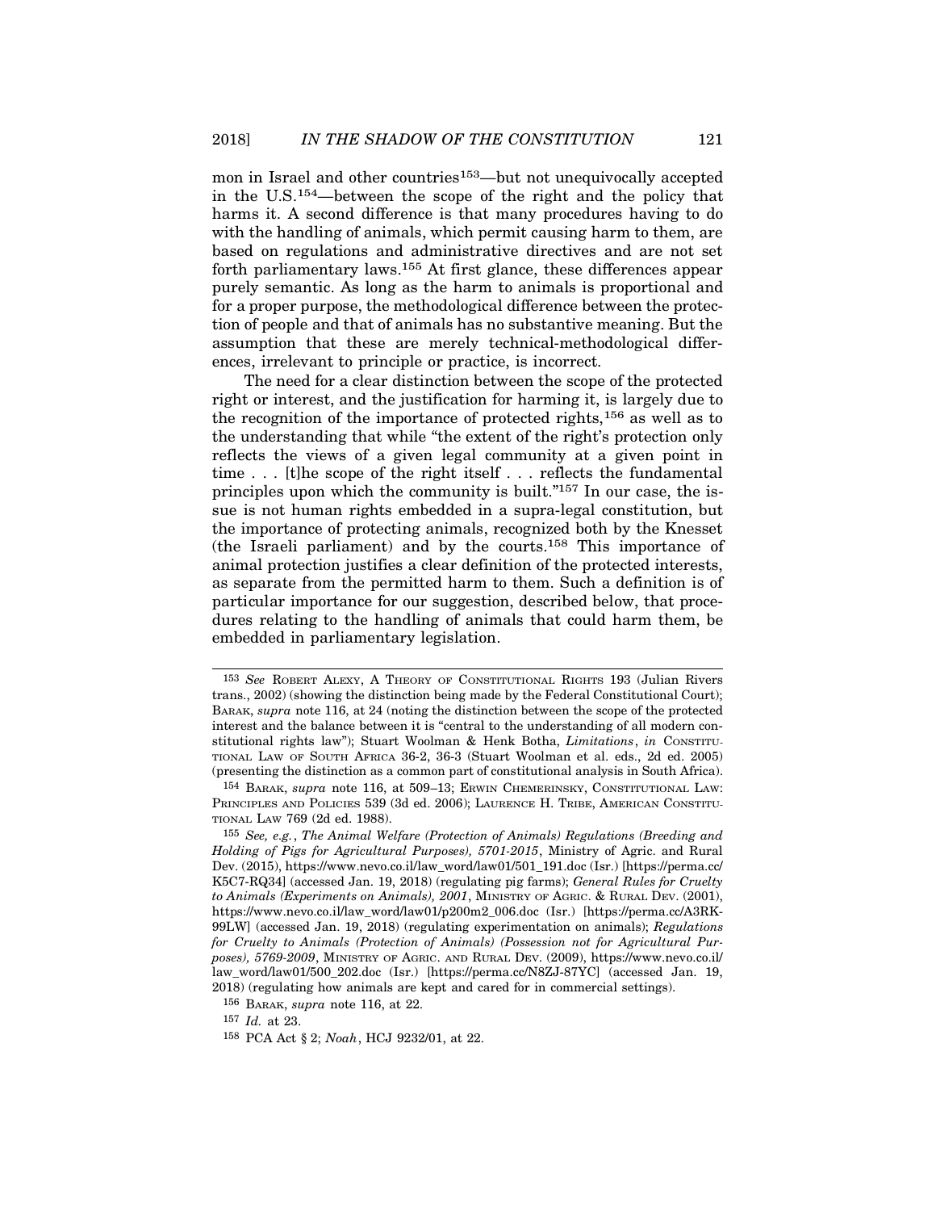mon in Israel and other countries[153]—but not unequivocally accepted in the U.S.[154]—between the scope of the right and the policy that harms it. A second difference is that many procedures having to do with the handling of animals, which permit causing harm to them, are based on regulations and administrative directives and are not set forth parliamentary laws.[155] At first glance, these differences appear purely semantic. As long as the harm to animals is proportional and for a proper purpose, the methodological difference between the protection of people and that of animals has no substantive meaning. But the assumption that these are merely technical-methodological differences, irrelevant to principle or practice, is incorrect.

The need for a clear distinction between the scope of the protected right or interest, and the justification for harming it, is largely due to the recognition of the importance of protected rights,[156] as well as to the understanding that while "the extent of the right's protection only reflects the views of a given legal community at a given point in time . . . [t]he scope of the right itself . . . reflects the fundamental principles upon which the community is built."[157] In our case, the issue is not human rights embedded in a supra-legal constitution, but the importance of protecting animals, recognized both by the Knesset (the Israeli parliament) and by the courts.[158] This importance of animal protection justifies a clear definition of the protected interests, as separate from the permitted harm to them. Such a definition is of particular importance for our suggestion, described below, that procedures relating to the handling of animals that could harm them, be embedded in parliamentary legislation.

---

[153] *See* Robert Alexy, A Theory of Constitutional Rights 193 (Julian Rivers trans., 2002) (showing the distinction being made by the Federal Constitutional Court); Barak, *supra* note 116, at 24 (noting the distinction between the scope of the protected interest and the balance between it is "central to the understanding of all modern constitutional rights law"); Stuart Woolman & Henk Botha, *Limitations*, *in* Constitutional Law of South Africa 36-2, 36-3 (Stuart Woolman et al. eds., 2d ed. 2005) (presenting the distinction as a common part of constitutional analysis in South Africa).

[154] Barak, *supra* note 116, at 509–13; Erwin Chemerinsky, Constitutional Law: Principles and Policies 539 (3d ed. 2006); Laurence H. Tribe, American Constitutional Law 769 (2d ed. 1988).

[155] *See, e.g.*, *The Animal Welfare (Protection of Animals) Regulations (Breeding and Holding of Pigs for Agricultural Purposes), 5701-2015*, Ministry of Agric. and Rural Dev. (2015), https://www.nevo.co.il/law_word/law01/501_191.doc (Isr.) [https://perma.cc/K5C7-RQ34] (accessed Jan. 19, 2018) (regulating pig farms); *General Rules for Cruelty to Animals (Experiments on Animals), 2001*, Ministry of Agric. & Rural Dev. (2001), https://www.nevo.co.il/law_word/law01/p200m2_006.doc (Isr.) [https://perma.cc/A3RK-99LW] (accessed Jan. 19, 2018) (regulating experimentation on animals); *Regulations for Cruelty to Animals (Protection of Animals) (Possession not for Agricultural Purposes), 5769-2009*, Ministry of Agric. and Rural Dev. (2009), https://www.nevo.co.il/law_word/law01/500_202.doc (Isr.) [https://perma.cc/N8ZJ-87YC] (accessed Jan. 19, 2018) (regulating how animals are kept and cared for in commercial settings).

[156] Barak, *supra* note 116, at 22.

[157] *Id.* at 23.

[158] PCA Act § 2; *Noah*, HCJ 9232/01, at 22.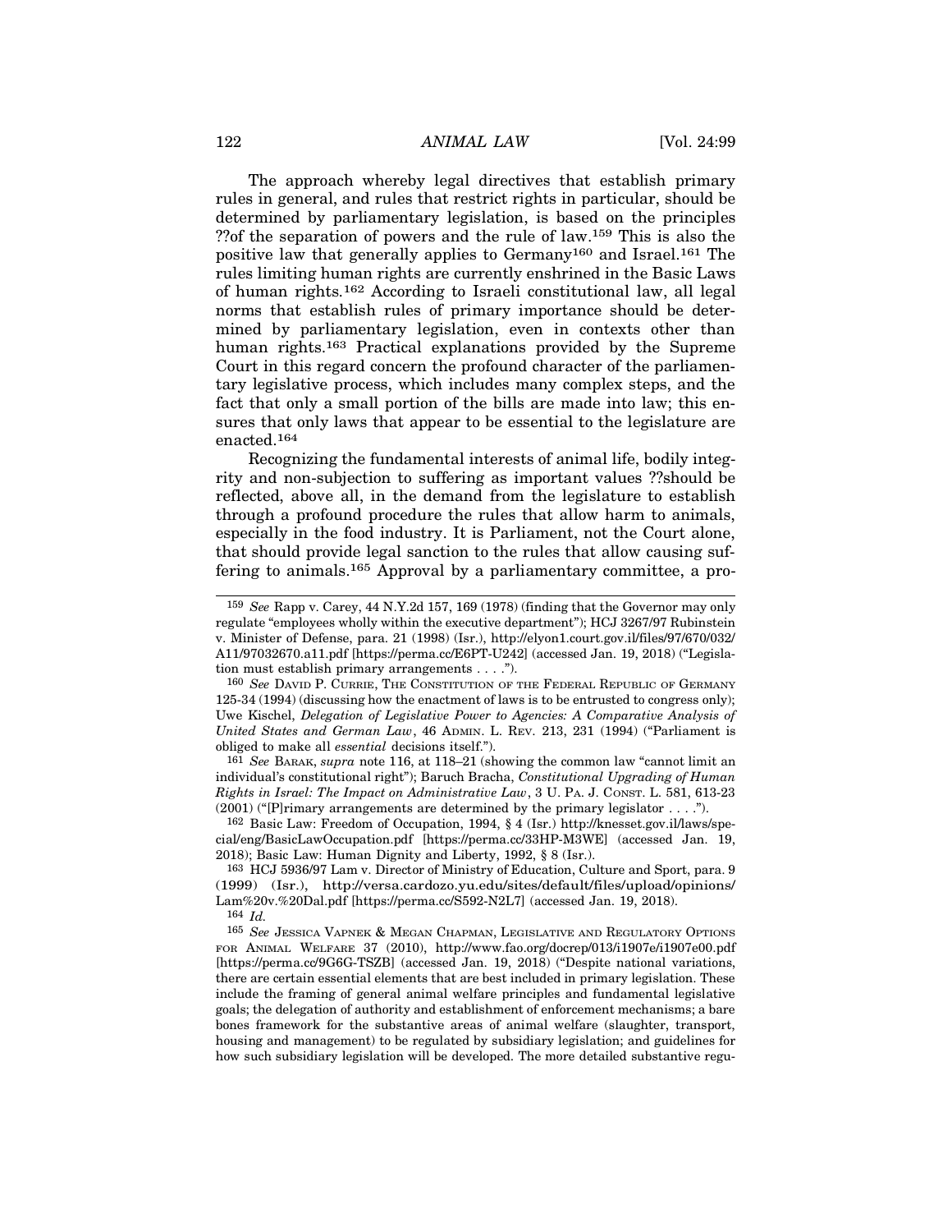The approach whereby legal directives that establish primary rules in general, and rules that restrict rights in particular, should be determined by parliamentary legislation, is based on the principles ??of the separation of powers and the rule of law.[159] This is also the positive law that generally applies to Germany[160] and Israel.[161] The rules limiting human rights are currently enshrined in the Basic Laws of human rights.[162] According to Israeli constitutional law, all legal norms that establish rules of primary importance should be determined by parliamentary legislation, even in contexts other than human rights.[163] Practical explanations provided by the Supreme Court in this regard concern the profound character of the parliamentary legislative process, which includes many complex steps, and the fact that only a small portion of the bills are made into law; this ensures that only laws that appear to be essential to the legislature are enacted.[164]

Recognizing the fundamental interests of animal life, bodily integrity and non-subjection to suffering as important values ??should be reflected, above all, in the demand from the legislature to establish through a profound procedure the rules that allow harm to animals, especially in the food industry. It is Parliament, not the Court alone, that should provide legal sanction to the rules that allow causing suffering to animals.[165] Approval by a parliamentary committee, a pro-

---

[159] *See* Rapp v. Carey, 44 N.Y.2d 157, 169 (1978) (finding that the Governor may only regulate "employees wholly within the executive department"); HCJ 3267/97 Rubinstein v. Minister of Defense, para. 21 (1998) (Isr.), http://elyon1.court.gov.il/files/97/670/032/A11/97032670.a11.pdf [https://perma.cc/E6PT-U242] (accessed Jan. 19, 2018) ("Legislation must establish primary arrangements . . . .").

[160] *See* David P. Currie, The Constitution of the Federal Republic of Germany 125-34 (1994) (discussing how the enactment of laws is to be entrusted to congress only); Uwe Kischel, *Delegation of Legislative Power to Agencies: A Comparative Analysis of United States and German Law*, 46 Admin. L. Rev. 213, 231 (1994) ("Parliament is obliged to make all *essential* decisions itself.").

[161] *See* Barak, *supra* note 116, at 118–21 (showing the common law "cannot limit an individual's constitutional right"); Baruch Bracha, *Constitutional Upgrading of Human Rights in Israel: The Impact on Administrative Law*, 3 U. Pa. J. Const. L. 581, 613-23 (2001) ("[P]rimary arrangements are determined by the primary legislator . . . .").

[162] Basic Law: Freedom of Occupation, 1994, § 4 (Isr.) http://knesset.gov.il/laws/special/eng/BasicLawOccupation.pdf [https://perma.cc/33HP-M3WE] (accessed Jan. 19, 2018); Basic Law: Human Dignity and Liberty, 1992, § 8 (Isr.).

[163] HCJ 5936/97 Lam v. Director of Ministry of Education, Culture and Sport, para. 9 (1999) (Isr.), http://versa.cardozo.yu.edu/sites/default/files/upload/opinions/Lam%20v.%20Dal.pdf [https://perma.cc/S592-N2L7] (accessed Jan. 19, 2018).

[164] *Id.*

[165] *See* Jessica Vapnek & Megan Chapman, Legislative and Regulatory Options for Animal Welfare 37 (2010), http://www.fao.org/docrep/013/i1907e/i1907e00.pdf [https://perma.cc/9G6G-TSZB] (accessed Jan. 19, 2018) ("Despite national variations, there are certain essential elements that are best included in primary legislation. These include the framing of general animal welfare principles and fundamental legislative goals; the delegation of authority and establishment of enforcement mechanisms; a bare bones framework for the substantive areas of animal welfare (slaughter, transport, housing and management) to be regulated by subsidiary legislation; and guidelines for how such subsidiary legislation will be developed. The more detailed substantive regu-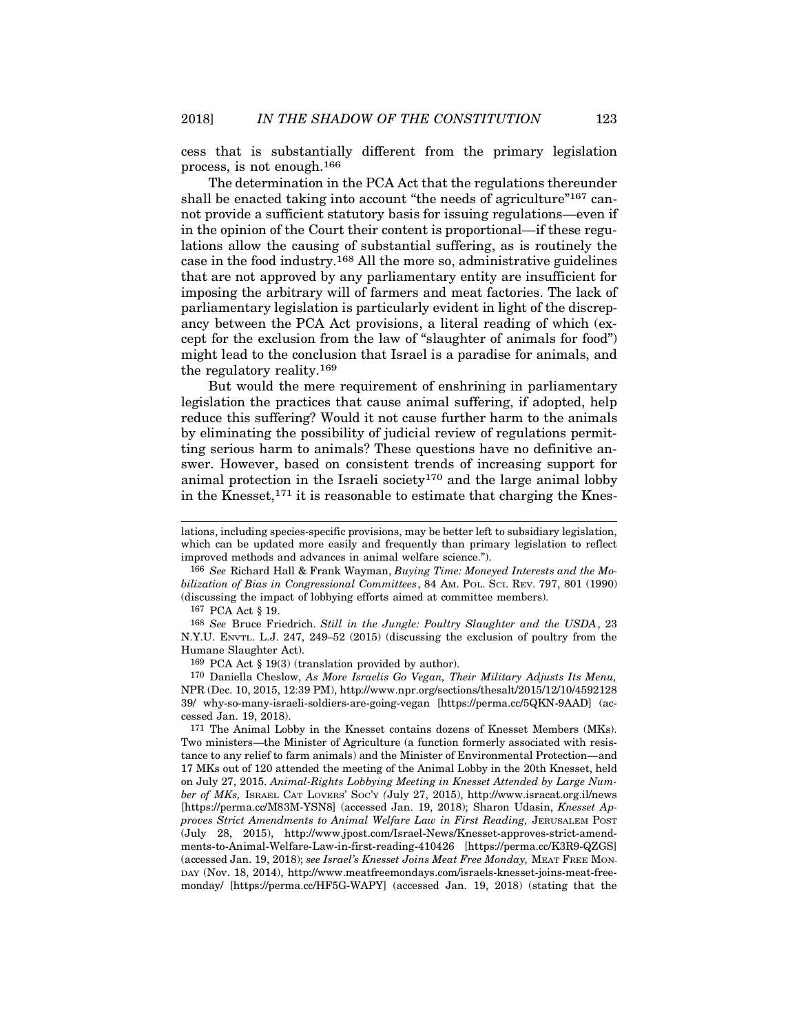cess that is substantially different from the primary legislation process, is not enough.[166]

The determination in the PCA Act that the regulations thereunder shall be enacted taking into account "the needs of agriculture"[167] cannot provide a sufficient statutory basis for issuing regulations—even if in the opinion of the Court their content is proportional—if these regulations allow the causing of substantial suffering, as is routinely the case in the food industry.[168] All the more so, administrative guidelines that are not approved by any parliamentary entity are insufficient for imposing the arbitrary will of farmers and meat factories. The lack of parliamentary legislation is particularly evident in light of the discrepancy between the PCA Act provisions, a literal reading of which (except for the exclusion from the law of "slaughter of animals for food") might lead to the conclusion that Israel is a paradise for animals, and the regulatory reality.[169]

But would the mere requirement of enshrining in parliamentary legislation the practices that cause animal suffering, if adopted, help reduce this suffering? Would it not cause further harm to the animals by eliminating the possibility of judicial review of regulations permitting serious harm to animals? These questions have no definitive answer. However, based on consistent trends of increasing support for animal protection in the Israeli society[170] and the large animal lobby in the Knesset,[171] it is reasonable to estimate that charging the Knes-

---

lations, including species-specific provisions, may be better left to subsidiary legislation, which can be updated more easily and frequently than primary legislation to reflect improved methods and advances in animal welfare science.").

[166] *See* Richard Hall & Frank Wayman, *Buying Time: Moneyed Interests and the Mobilization of Bias in Congressional Committees*, 84 AM. POL. SCI. REV. 797, 801 (1990) (discussing the impact of lobbying efforts aimed at committee members).

[167] PCA Act § 19.

[168] *See* Bruce Friedrich. *Still in the Jungle: Poultry Slaughter and the USDA*, 23 N.Y.U. ENVTL. L.J. 247, 249–52 (2015) (discussing the exclusion of poultry from the Humane Slaughter Act).

[169] PCA Act § 19(3) (translation provided by author).

[170] Daniella Cheslow, *As More Israelis Go Vegan, Their Military Adjusts Its Menu,* NPR (Dec. 10, 2015, 12:39 PM), http://www.npr.org/sections/thesalt/2015/12/10/459212839/ why-so-many-israeli-soldiers-are-going-vegan [https://perma.cc/5QKN-9AAD] (accessed Jan. 19, 2018).

[171] The Animal Lobby in the Knesset contains dozens of Knesset Members (MKs). Two ministers—the Minister of Agriculture (a function formerly associated with resistance to any relief to farm animals) and the Minister of Environmental Protection—and 17 MKs out of 120 attended the meeting of the Animal Lobby in the 20th Knesset, held on July 27, 2015. *Animal-Rights Lobbying Meeting in Knesset Attended by Large Number of MKs,* ISRAEL CAT LOVERS' SOC'Y (July 27, 2015), http://www.isracat.org.il/news [https://perma.cc/M83M-YSN8] (accessed Jan. 19, 2018); Sharon Udasin, *Knesset Approves Strict Amendments to Animal Welfare Law in First Reading,* JERUSALEM POST (July 28, 2015), http://www.jpost.com/Israel-News/Knesset-approves-strict-amendments-to-Animal-Welfare-Law-in-first-reading-410426 [https://perma.cc/K3R9-QZGS] (accessed Jan. 19, 2018); *see Israel's Knesset Joins Meat Free Monday,* MEAT FREE MONDAY (Nov. 18, 2014), http://www.meatfreemondays.com/israels-knesset-joins-meat-free-monday/ [https://perma.cc/HF5G-WAPY] (accessed Jan. 19, 2018) (stating that the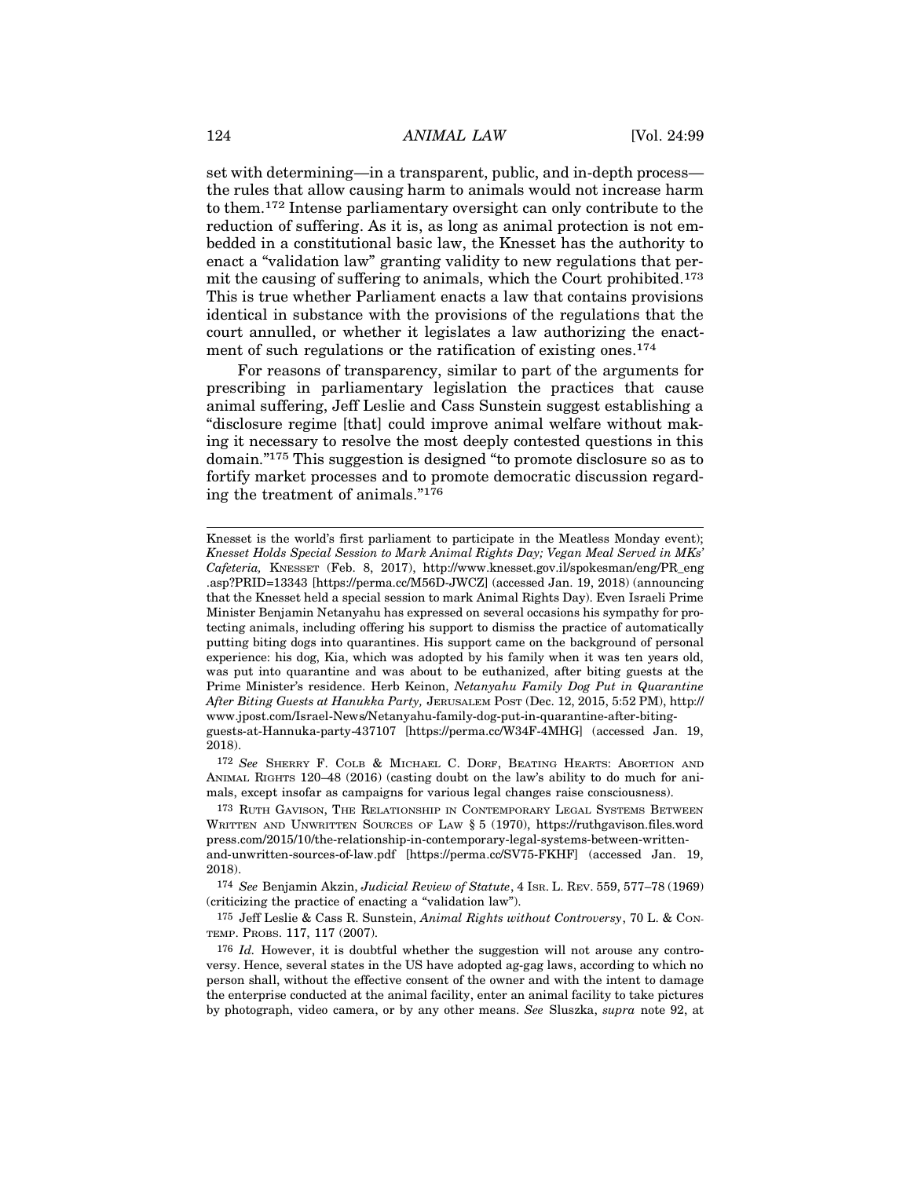set with determining—in a transparent, public, and in-depth process—the rules that allow causing harm to animals would not increase harm to them.[172] Intense parliamentary oversight can only contribute to the reduction of suffering. As it is, as long as animal protection is not embedded in a constitutional basic law, the Knesset has the authority to enact a "validation law" granting validity to new regulations that permit the causing of suffering to animals, which the Court prohibited.[173] This is true whether Parliament enacts a law that contains provisions identical in substance with the provisions of the regulations that the court annulled, or whether it legislates a law authorizing the enactment of such regulations or the ratification of existing ones.[174]

For reasons of transparency, similar to part of the arguments for prescribing in parliamentary legislation the practices that cause animal suffering, Jeff Leslie and Cass Sunstein suggest establishing a "disclosure regime [that] could improve animal welfare without making it necessary to resolve the most deeply contested questions in this domain."[175] This suggestion is designed "to promote disclosure so as to fortify market processes and to promote democratic discussion regarding the treatment of animals."[176]

---

Knesset is the world's first parliament to participate in the Meatless Monday event); *Knesset Holds Special Session to Mark Animal Rights Day; Vegan Meal Served in MKs' Cafeteria,* KNESSET (Feb. 8, 2017), http://www.knesset.gov.il/spokesman/eng/PR_eng.asp?PRID=13343 [https://perma.cc/M56D-JWCZ] (accessed Jan. 19, 2018) (announcing that the Knesset held a special session to mark Animal Rights Day). Even Israeli Prime Minister Benjamin Netanyahu has expressed on several occasions his sympathy for protecting animals, including offering his support to dismiss the practice of automatically putting biting dogs into quarantines. His support came on the background of personal experience: his dog, Kia, which was adopted by his family when it was ten years old, was put into quarantine and was about to be euthanized, after biting guests at the Prime Minister's residence. Herb Keinon, *Netanyahu Family Dog Put in Quarantine After Biting Guests at Hanukka Party,* JERUSALEM POST (Dec. 12, 2015, 5:52 PM), http://www.jpost.com/Israel-News/Netanyahu-family-dog-put-in-quarantine-after-biting-guests-at-Hannuka-party-437107 [https://perma.cc/W34F-4MHG] (accessed Jan. 19, 2018).

[172] *See* SHERRY F. COLB & MICHAEL C. DORF, BEATING HEARTS: ABORTION AND ANIMAL RIGHTS 120–48 (2016) (casting doubt on the law's ability to do much for animals, except insofar as campaigns for various legal changes raise consciousness).

[173] RUTH GAVISON, THE RELATIONSHIP IN CONTEMPORARY LEGAL SYSTEMS BETWEEN WRITTEN AND UNWRITTEN SOURCES OF LAW § 5 (1970), https://ruthgavison.files.wordpress.com/2015/10/the-relationship-in-contemporary-legal-systems-between-written-and-unwritten-sources-of-law.pdf [https://perma.cc/SV75-FKHF] (accessed Jan. 19, 2018).

[174] *See* Benjamin Akzin, *Judicial Review of Statute*, 4 ISR. L. REV. 559, 577–78 (1969) (criticizing the practice of enacting a "validation law").

[175] Jeff Leslie & Cass R. Sunstein, *Animal Rights without Controversy*, 70 L. & CONTEMP. PROBS. 117, 117 (2007).

[176] *Id.* However, it is doubtful whether the suggestion will not arouse any controversy. Hence, several states in the US have adopted ag-gag laws, according to which no person shall, without the effective consent of the owner and with the intent to damage the enterprise conducted at the animal facility, enter an animal facility to take pictures by photograph, video camera, or by any other means. *See* Sluszka, *supra* note 92, at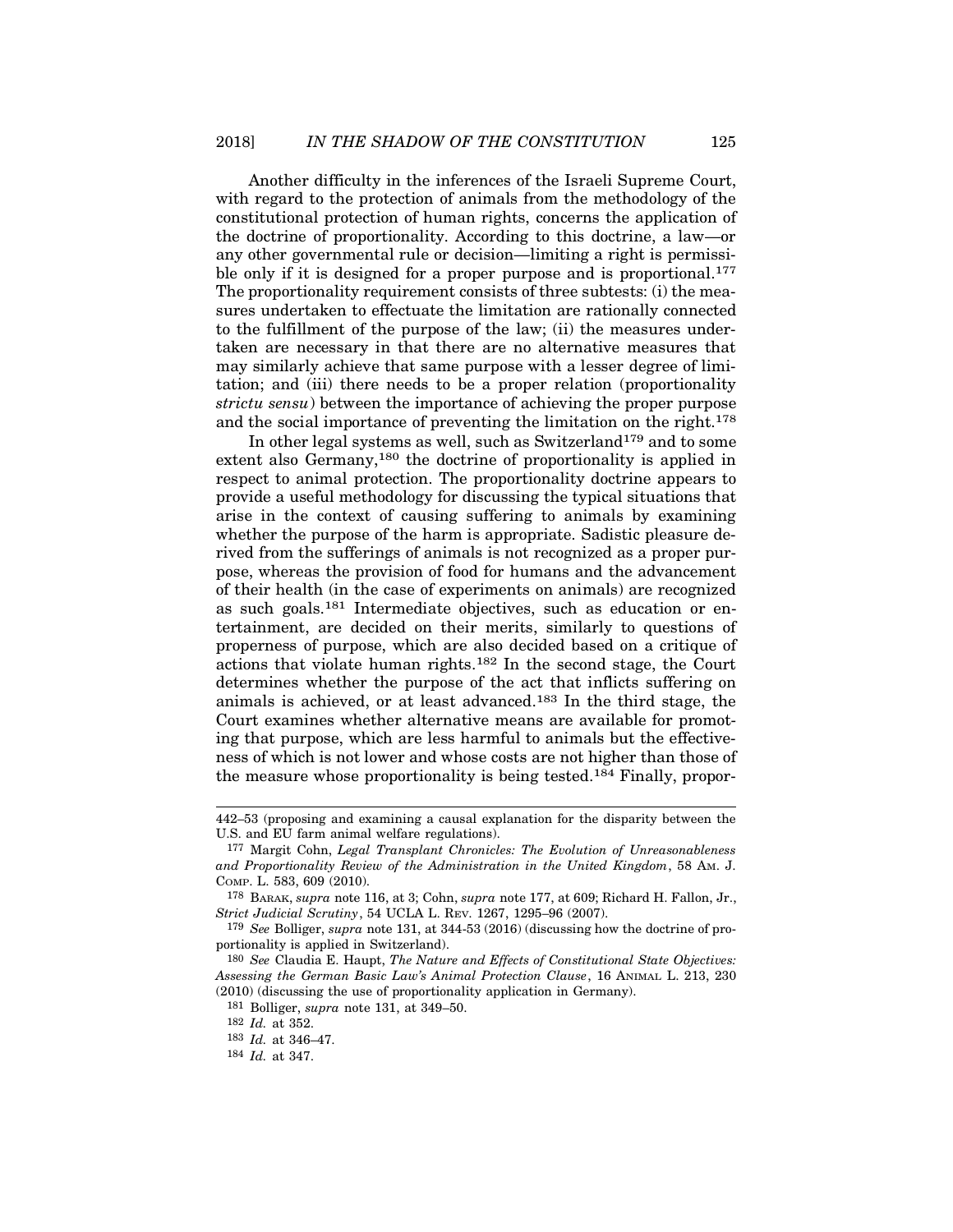Another difficulty in the inferences of the Israeli Supreme Court, with regard to the protection of animals from the methodology of the constitutional protection of human rights, concerns the application of the doctrine of proportionality. According to this doctrine, a law—or any other governmental rule or decision—limiting a right is permissible only if it is designed for a proper purpose and is proportional.[177] The proportionality requirement consists of three subtests: (i) the measures undertaken to effectuate the limitation are rationally connected to the fulfillment of the purpose of the law; (ii) the measures undertaken are necessary in that there are no alternative measures that may similarly achieve that same purpose with a lesser degree of limitation; and (iii) there needs to be a proper relation (proportionality *strictu sensu*) between the importance of achieving the proper purpose and the social importance of preventing the limitation on the right.[178]

In other legal systems as well, such as Switzerland[179] and to some extent also Germany,[180] the doctrine of proportionality is applied in respect to animal protection. The proportionality doctrine appears to provide a useful methodology for discussing the typical situations that arise in the context of causing suffering to animals by examining whether the purpose of the harm is appropriate. Sadistic pleasure derived from the sufferings of animals is not recognized as a proper purpose, whereas the provision of food for humans and the advancement of their health (in the case of experiments on animals) are recognized as such goals.[181] Intermediate objectives, such as education or entertainment, are decided on their merits, similarly to questions of properness of purpose, which are also decided based on a critique of actions that violate human rights.[182] In the second stage, the Court determines whether the purpose of the act that inflicts suffering on animals is achieved, or at least advanced.[183] In the third stage, the Court examines whether alternative means are available for promoting that purpose, which are less harmful to animals but the effectiveness of which is not lower and whose costs are not higher than those of the measure whose proportionality is being tested.[184] Finally, propor-

---

442–53 (proposing and examining a causal explanation for the disparity between the U.S. and EU farm animal welfare regulations).

[177] Margit Cohn, *Legal Transplant Chronicles: The Evolution of Unreasonableness and Proportionality Review of the Administration in the United Kingdom*, 58 AM. J. COMP. L. 583, 609 (2010).

[178] BARAK, *supra* note 116, at 3; Cohn, *supra* note 177, at 609; Richard H. Fallon, Jr., *Strict Judicial Scrutiny*, 54 UCLA L. REV. 1267, 1295–96 (2007).

[179] *See* Bolliger, *supra* note 131, at 344-53 (2016) (discussing how the doctrine of proportionality is applied in Switzerland).

[180] *See* Claudia E. Haupt, *The Nature and Effects of Constitutional State Objectives: Assessing the German Basic Law's Animal Protection Clause*, 16 ANIMAL L. 213, 230 (2010) (discussing the use of proportionality application in Germany).

[181] Bolliger, *supra* note 131, at 349–50.

[182] *Id.* at 352.

[183] *Id.* at 346–47.

[184] *Id.* at 347.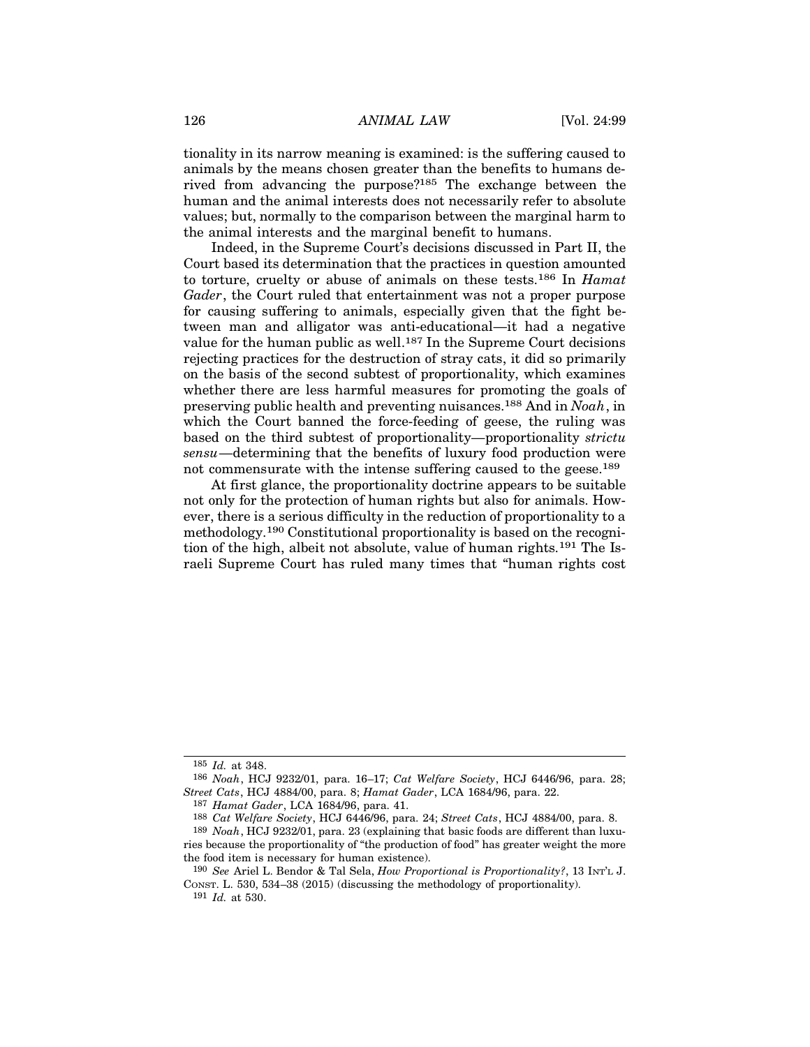tionality in its narrow meaning is examined: is the suffering caused to animals by the means chosen greater than the benefits to humans derived from advancing the purpose?[185] The exchange between the human and the animal interests does not necessarily refer to absolute values; but, normally to the comparison between the marginal harm to the animal interests and the marginal benefit to humans.

Indeed, in the Supreme Court's decisions discussed in Part II, the Court based its determination that the practices in question amounted to torture, cruelty or abuse of animals on these tests.[186] In *Hamat Gader*, the Court ruled that entertainment was not a proper purpose for causing suffering to animals, especially given that the fight between man and alligator was anti-educational—it had a negative value for the human public as well.[187] In the Supreme Court decisions rejecting practices for the destruction of stray cats, it did so primarily on the basis of the second subtest of proportionality, which examines whether there are less harmful measures for promoting the goals of preserving public health and preventing nuisances.[188] And in *Noah*, in which the Court banned the force-feeding of geese, the ruling was based on the third subtest of proportionality—proportionality *strictu sensu*—determining that the benefits of luxury food production were not commensurate with the intense suffering caused to the geese.[189]

At first glance, the proportionality doctrine appears to be suitable not only for the protection of human rights but also for animals. However, there is a serious difficulty in the reduction of proportionality to a methodology.[190] Constitutional proportionality is based on the recognition of the high, albeit not absolute, value of human rights.[191] The Israeli Supreme Court has ruled many times that "human rights cost

---

[185] *Id.* at 348.

[186] *Noah*, HCJ 9232/01, para. 16–17; *Cat Welfare Society*, HCJ 6446/96, para. 28; *Street Cats*, HCJ 4884/00, para. 8; *Hamat Gader*, LCA 1684/96, para. 22.

[187] *Hamat Gader*, LCA 1684/96, para. 41.

[188] *Cat Welfare Society*, HCJ 6446/96, para. 24; *Street Cats*, HCJ 4884/00, para. 8.

[189] *Noah*, HCJ 9232/01, para. 23 (explaining that basic foods are different than luxuries because the proportionality of "the production of food" has greater weight the more the food item is necessary for human existence).

[190] *See* Ariel L. Bendor & Tal Sela, *How Proportional is Proportionality?*, 13 INT'L J. CONST. L. 530, 534–38 (2015) (discussing the methodology of proportionality).

[191] *Id.* at 530.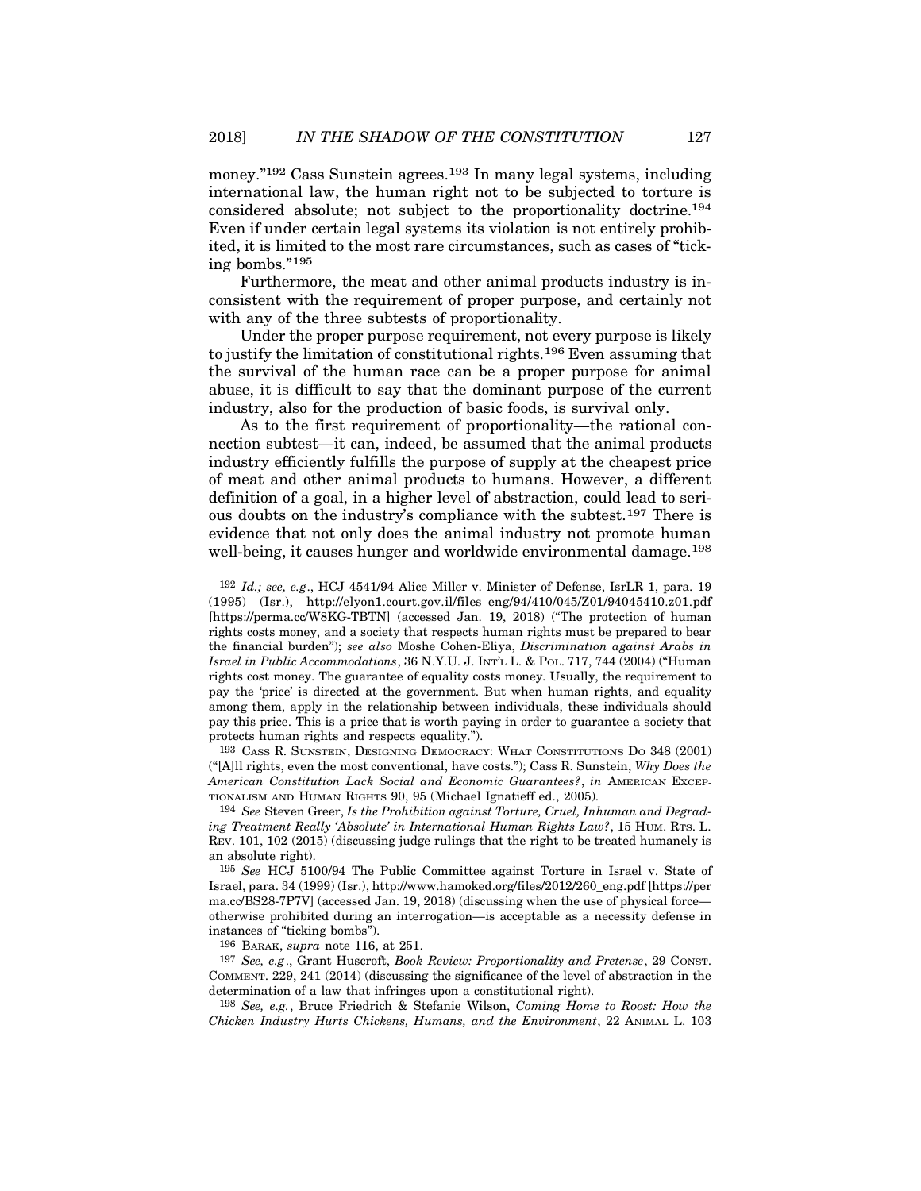money."[192] Cass Sunstein agrees.[193] In many legal systems, including international law, the human right not to be subjected to torture is considered absolute; not subject to the proportionality doctrine.[194] Even if under certain legal systems its violation is not entirely prohibited, it is limited to the most rare circumstances, such as cases of "ticking bombs."[195]

Furthermore, the meat and other animal products industry is inconsistent with the requirement of proper purpose, and certainly not with any of the three subtests of proportionality.

Under the proper purpose requirement, not every purpose is likely to justify the limitation of constitutional rights.[196] Even assuming that the survival of the human race can be a proper purpose for animal abuse, it is difficult to say that the dominant purpose of the current industry, also for the production of basic foods, is survival only.

As to the first requirement of proportionality—the rational connection subtest—it can, indeed, be assumed that the animal products industry efficiently fulfills the purpose of supply at the cheapest price of meat and other animal products to humans. However, a different definition of a goal, in a higher level of abstraction, could lead to serious doubts on the industry's compliance with the subtest.[197] There is evidence that not only does the animal industry not promote human well-being, it causes hunger and worldwide environmental damage.[198]

---

[192] *Id.; see, e.g*., HCJ 4541/94 Alice Miller v. Minister of Defense, IsrLR 1, para. 19 (1995) (Isr.), http://elyon1.court.gov.il/files_eng/94/410/045/Z01/94045410.z01.pdf [https://perma.cc/W8KG-TBTN] (accessed Jan. 19, 2018) ("The protection of human rights costs money, and a society that respects human rights must be prepared to bear the financial burden"); *see also* Moshe Cohen-Eliya, *Discrimination against Arabs in Israel in Public Accommodations*, 36 N.Y.U. J. INT'L L. & POL. 717, 744 (2004) ("Human rights cost money. The guarantee of equality costs money. Usually, the requirement to pay the 'price' is directed at the government. But when human rights, and equality among them, apply in the relationship between individuals, these individuals should pay this price. This is a price that is worth paying in order to guarantee a society that protects human rights and respects equality.").

[193] CASS R. SUNSTEIN, DESIGNING DEMOCRACY: WHAT CONSTITUTIONS DO 348 (2001) ("[A]ll rights, even the most conventional, have costs."); Cass R. Sunstein, *Why Does the American Constitution Lack Social and Economic Guarantees?*, *in* AMERICAN EXCEPTIONALISM AND HUMAN RIGHTS 90, 95 (Michael Ignatieff ed., 2005).

[194] *See* Steven Greer, *Is the Prohibition against Torture, Cruel, Inhuman and Degrading Treatment Really 'Absolute' in International Human Rights Law?*, 15 HUM. RTS. L. REV. 101, 102 (2015) (discussing judge rulings that the right to be treated humanely is an absolute right).

[195] *See* HCJ 5100/94 The Public Committee against Torture in Israel v. State of Israel, para. 34 (1999) (Isr.), http://www.hamoked.org/files/2012/260_eng.pdf [https://perma.cc/BS28-7P7V] (accessed Jan. 19, 2018) (discussing when the use of physical force—otherwise prohibited during an interrogation—is acceptable as a necessity defense in instances of "ticking bombs").

[196] BARAK, *supra* note 116, at 251.

[197] *See, e.g*., Grant Huscroft, *Book Review: Proportionality and Pretense*, 29 CONST. COMMENT. 229, 241 (2014) (discussing the significance of the level of abstraction in the determination of a law that infringes upon a constitutional right).

[198] *See, e.g.*, Bruce Friedrich & Stefanie Wilson, *Coming Home to Roost: How the Chicken Industry Hurts Chickens, Humans, and the Environment*, 22 ANIMAL L. 103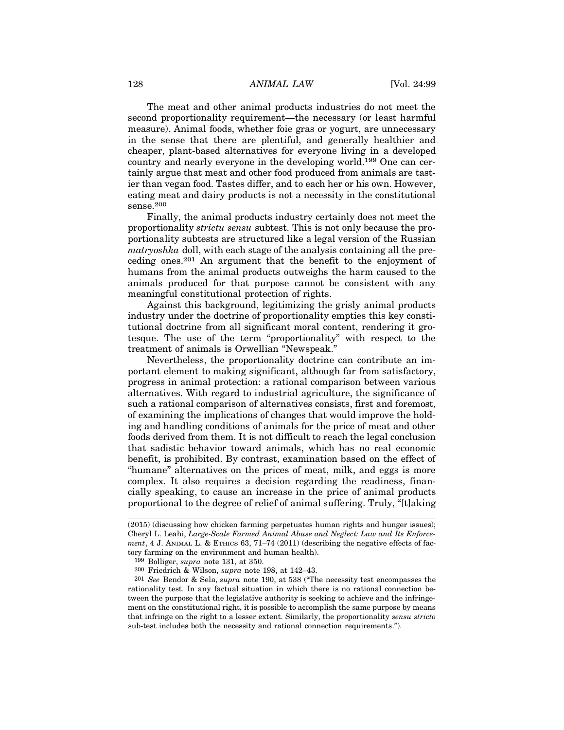The meat and other animal products industries do not meet the second proportionality requirement—the necessary (or least harmful measure). Animal foods, whether foie gras or yogurt, are unnecessary in the sense that there are plentiful, and generally healthier and cheaper, plant-based alternatives for everyone living in a developed country and nearly everyone in the developing world.[199] One can certainly argue that meat and other food produced from animals are tastier than vegan food. Tastes differ, and to each her or his own. However, eating meat and dairy products is not a necessity in the constitutional sense.[200]

Finally, the animal products industry certainly does not meet the proportionality *strictu sensu* subtest. This is not only because the proportionality subtests are structured like a legal version of the Russian *matryoshka* doll, with each stage of the analysis containing all the preceding ones.[201] An argument that the benefit to the enjoyment of humans from the animal products outweighs the harm caused to the animals produced for that purpose cannot be consistent with any meaningful constitutional protection of rights.

Against this background, legitimizing the grisly animal products industry under the doctrine of proportionality empties this key constitutional doctrine from all significant moral content, rendering it grotesque. The use of the term "proportionality" with respect to the treatment of animals is Orwellian "Newspeak."

Nevertheless, the proportionality doctrine can contribute an important element to making significant, although far from satisfactory, progress in animal protection: a rational comparison between various alternatives. With regard to industrial agriculture, the significance of such a rational comparison of alternatives consists, first and foremost, of examining the implications of changes that would improve the holding and handling conditions of animals for the price of meat and other foods derived from them. It is not difficult to reach the legal conclusion that sadistic behavior toward animals, which has no real economic benefit, is prohibited. By contrast, examination based on the effect of "humane" alternatives on the prices of meat, milk, and eggs is more complex. It also requires a decision regarding the readiness, financially speaking, to cause an increase in the price of animal products proportional to the degree of relief of animal suffering. Truly, "[t]aking

---

(2015) (discussing how chicken farming perpetuates human rights and hunger issues); Cheryl L. Leahi, *Large-Scale Farmed Animal Abuse and Neglect: Law and Its Enforcement*, 4 J. ANIMAL L. & ETHICS 63, 71–74 (2011) (describing the negative effects of factory farming on the environment and human health).

[199] Bolliger, *supra* note 131, at 350.

[200] Friedrich & Wilson, *supra* note 198, at 142–43.

[201] *See* Bendor & Sela, *supra* note 190, at 538 ("The necessity test encompasses the rationality test. In any factual situation in which there is no rational connection between the purpose that the legislative authority is seeking to achieve and the infringement on the constitutional right, it is possible to accomplish the same purpose by means that infringe on the right to a lesser extent. Similarly, the proportionality *sensu stricto* sub-test includes both the necessity and rational connection requirements.").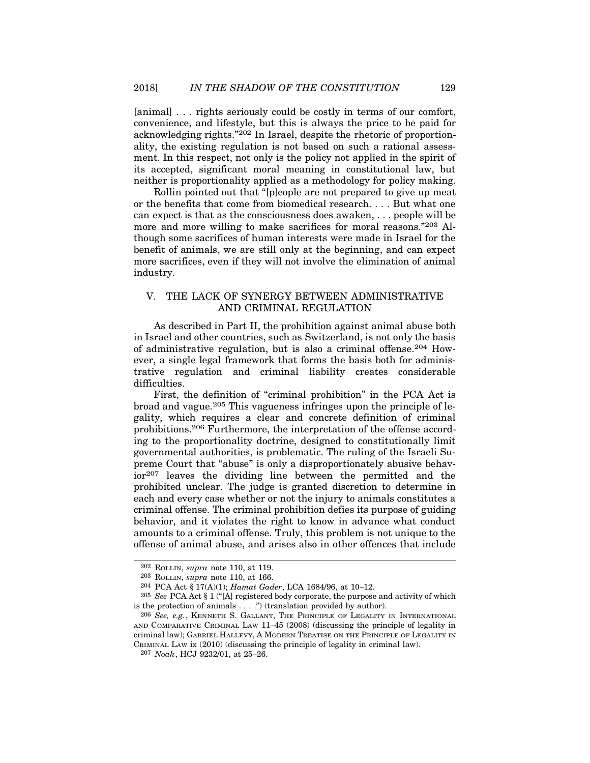[animal] . . . rights seriously could be costly in terms of our comfort, convenience, and lifestyle, but this is always the price to be paid for acknowledging rights."[202] In Israel, despite the rhetoric of proportionality, the existing regulation is not based on such a rational assessment. In this respect, not only is the policy not applied in the spirit of its accepted, significant moral meaning in constitutional law, but neither is proportionality applied as a methodology for policy making.

Rollin pointed out that "[p]eople are not prepared to give up meat or the benefits that come from biomedical research. . . . But what one can expect is that as the consciousness does awaken, . . . people will be more and more willing to make sacrifices for moral reasons."[203] Although some sacrifices of human interests were made in Israel for the benefit of animals, we are still only at the beginning, and can expect more sacrifices, even if they will not involve the elimination of animal industry.

## V. THE LACK OF SYNERGY BETWEEN ADMINISTRATIVE AND CRIMINAL REGULATION

As described in Part II, the prohibition against animal abuse both in Israel and other countries, such as Switzerland, is not only the basis of administrative regulation, but is also a criminal offense.[204] However, a single legal framework that forms the basis both for administrative regulation and criminal liability creates considerable difficulties.

First, the definition of "criminal prohibition" in the PCA Act is broad and vague.[205] This vagueness infringes upon the principle of legality, which requires a clear and concrete definition of criminal prohibitions.[206] Furthermore, the interpretation of the offense according to the proportionality doctrine, designed to constitutionally limit governmental authorities, is problematic. The ruling of the Israeli Supreme Court that "abuse" is only a disproportionately abusive behavior[207] leaves the dividing line between the permitted and the prohibited unclear. The judge is granted discretion to determine in each and every case whether or not the injury to animals constitutes a criminal offense. The criminal prohibition defies its purpose of guiding behavior, and it violates the right to know in advance what conduct amounts to a criminal offense. Truly, this problem is not unique to the offense of animal abuse, and arises also in other offences that include

---

202 ROLLIN, *supra* note 110, at 119.

203 ROLLIN, *supra* note 110, at 166.

204 PCA Act § 17(A)(1); *Hamat Gader*, LCA 1684/96, at 10–12.

205 *See* PCA Act § 1 ("[A] registered body corporate, the purpose and activity of which is the protection of animals . . . .") (translation provided by author).

206 *See, e.g.*, KENNETH S. GALLANT, THE PRINCIPLE OF LEGALITY IN INTERNATIONAL AND COMPARATIVE CRIMINAL LAW 11–45 (2008) (discussing the principle of legality in criminal law); GABRIEL HALLEVY, A MODERN TREATISE ON THE PRINCIPLE OF LEGALITY IN CRIMINAL LAW ix (2010) (discussing the principle of legality in criminal law).

207 *Noah*, HCJ 9232/01, at 25–26.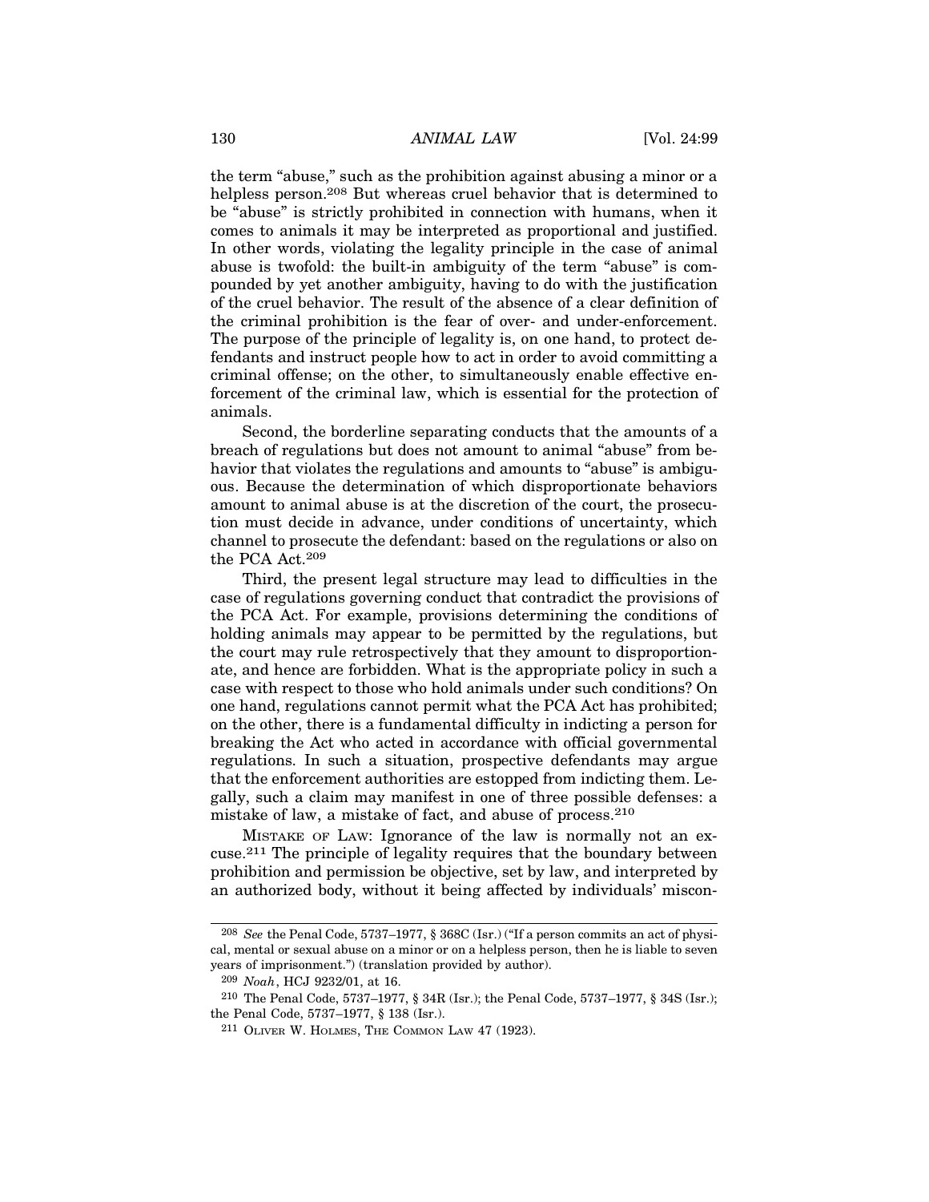the term "abuse," such as the prohibition against abusing a minor or a helpless person.[208] But whereas cruel behavior that is determined to be "abuse" is strictly prohibited in connection with humans, when it comes to animals it may be interpreted as proportional and justified. In other words, violating the legality principle in the case of animal abuse is twofold: the built-in ambiguity of the term "abuse" is compounded by yet another ambiguity, having to do with the justification of the cruel behavior. The result of the absence of a clear definition of the criminal prohibition is the fear of over- and under-enforcement. The purpose of the principle of legality is, on one hand, to protect defendants and instruct people how to act in order to avoid committing a criminal offense; on the other, to simultaneously enable effective enforcement of the criminal law, which is essential for the protection of animals.

Second, the borderline separating conducts that the amounts of a breach of regulations but does not amount to animal "abuse" from behavior that violates the regulations and amounts to "abuse" is ambiguous. Because the determination of which disproportionate behaviors amount to animal abuse is at the discretion of the court, the prosecution must decide in advance, under conditions of uncertainty, which channel to prosecute the defendant: based on the regulations or also on the PCA Act.[209]

Third, the present legal structure may lead to difficulties in the case of regulations governing conduct that contradict the provisions of the PCA Act. For example, provisions determining the conditions of holding animals may appear to be permitted by the regulations, but the court may rule retrospectively that they amount to disproportionate, and hence are forbidden. What is the appropriate policy in such a case with respect to those who hold animals under such conditions? On one hand, regulations cannot permit what the PCA Act has prohibited; on the other, there is a fundamental difficulty in indicting a person for breaking the Act who acted in accordance with official governmental regulations. In such a situation, prospective defendants may argue that the enforcement authorities are estopped from indicting them. Legally, such a claim may manifest in one of three possible defenses: a mistake of law, a mistake of fact, and abuse of process.[210]

MISTAKE OF LAW: Ignorance of the law is normally not an excuse.[211] The principle of legality requires that the boundary between prohibition and permission be objective, set by law, and interpreted by an authorized body, without it being affected by individuals' miscon-

---

[208] *See* the Penal Code, 5737–1977, § 368C (Isr.) ("If a person commits an act of physical, mental or sexual abuse on a minor or on a helpless person, then he is liable to seven years of imprisonment.") (translation provided by author).

[209] *Noah*, HCJ 9232/01, at 16.

[210] The Penal Code, 5737–1977, § 34R (Isr.); the Penal Code, 5737–1977, § 34S (Isr.); the Penal Code, 5737–1977, § 138 (Isr.).

[211] OLIVER W. HOLMES, THE COMMON LAW 47 (1923).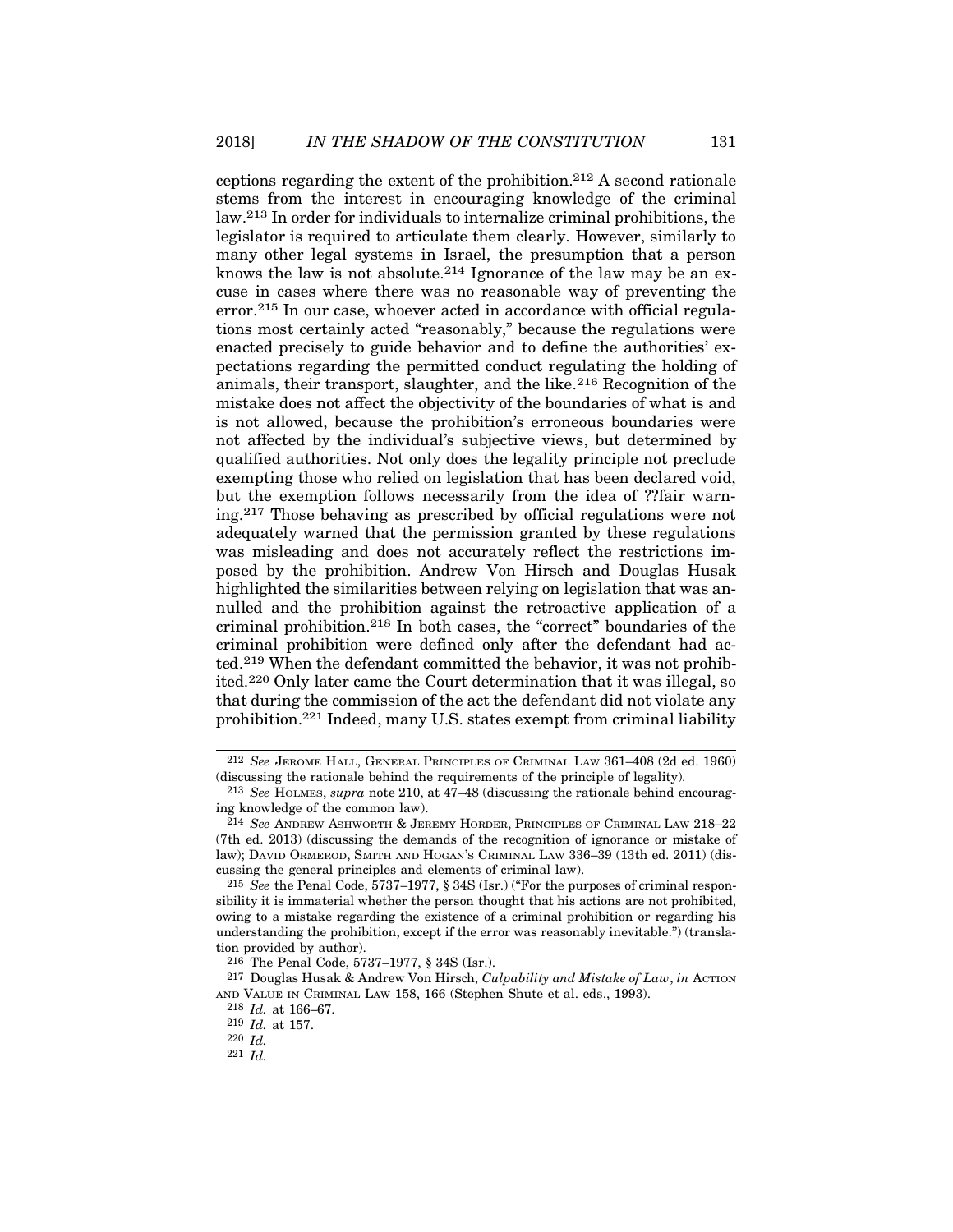ceptions regarding the extent of the prohibition.[212] A second rationale stems from the interest in encouraging knowledge of the criminal law.[213] In order for individuals to internalize criminal prohibitions, the legislator is required to articulate them clearly. However, similarly to many other legal systems in Israel, the presumption that a person knows the law is not absolute.[214] Ignorance of the law may be an excuse in cases where there was no reasonable way of preventing the error.[215] In our case, whoever acted in accordance with official regulations most certainly acted "reasonably," because the regulations were enacted precisely to guide behavior and to define the authorities' expectations regarding the permitted conduct regulating the holding of animals, their transport, slaughter, and the like.[216] Recognition of the mistake does not affect the objectivity of the boundaries of what is and is not allowed, because the prohibition's erroneous boundaries were not affected by the individual's subjective views, but determined by qualified authorities. Not only does the legality principle not preclude exempting those who relied on legislation that has been declared void, but the exemption follows necessarily from the idea of ??fair warning.[217] Those behaving as prescribed by official regulations were not adequately warned that the permission granted by these regulations was misleading and does not accurately reflect the restrictions imposed by the prohibition. Andrew Von Hirsch and Douglas Husak highlighted the similarities between relying on legislation that was annulled and the prohibition against the retroactive application of a criminal prohibition.[218] In both cases, the "correct" boundaries of the criminal prohibition were defined only after the defendant had acted.[219] When the defendant committed the behavior, it was not prohibited.[220] Only later came the Court determination that it was illegal, so that during the commission of the act the defendant did not violate any prohibition.[221] Indeed, many U.S. states exempt from criminal liability

---

[212] *See* JEROME HALL, GENERAL PRINCIPLES OF CRIMINAL LAW 361–408 (2d ed. 1960) (discussing the rationale behind the requirements of the principle of legality).

[213] *See* HOLMES, *supra* note 210, at 47–48 (discussing the rationale behind encouraging knowledge of the common law).

[214] *See* ANDREW ASHWORTH & JEREMY HORDER, PRINCIPLES OF CRIMINAL LAW 218–22 (7th ed. 2013) (discussing the demands of the recognition of ignorance or mistake of law); DAVID ORMEROD, SMITH AND HOGAN'S CRIMINAL LAW 336–39 (13th ed. 2011) (discussing the general principles and elements of criminal law).

[215] *See* the Penal Code, 5737–1977, § 34S (Isr.) ("For the purposes of criminal responsibility it is immaterial whether the person thought that his actions are not prohibited, owing to a mistake regarding the existence of a criminal prohibition or regarding his understanding the prohibition, except if the error was reasonably inevitable.") (translation provided by author).

[216] The Penal Code, 5737–1977, § 34S (Isr.).

[217] Douglas Husak & Andrew Von Hirsch, *Culpability and Mistake of Law*, *in* ACTION AND VALUE IN CRIMINAL LAW 158, 166 (Stephen Shute et al. eds., 1993).

[218] *Id.* at 166–67.

[219] *Id.* at 157.

[220] *Id.*

[221] *Id.*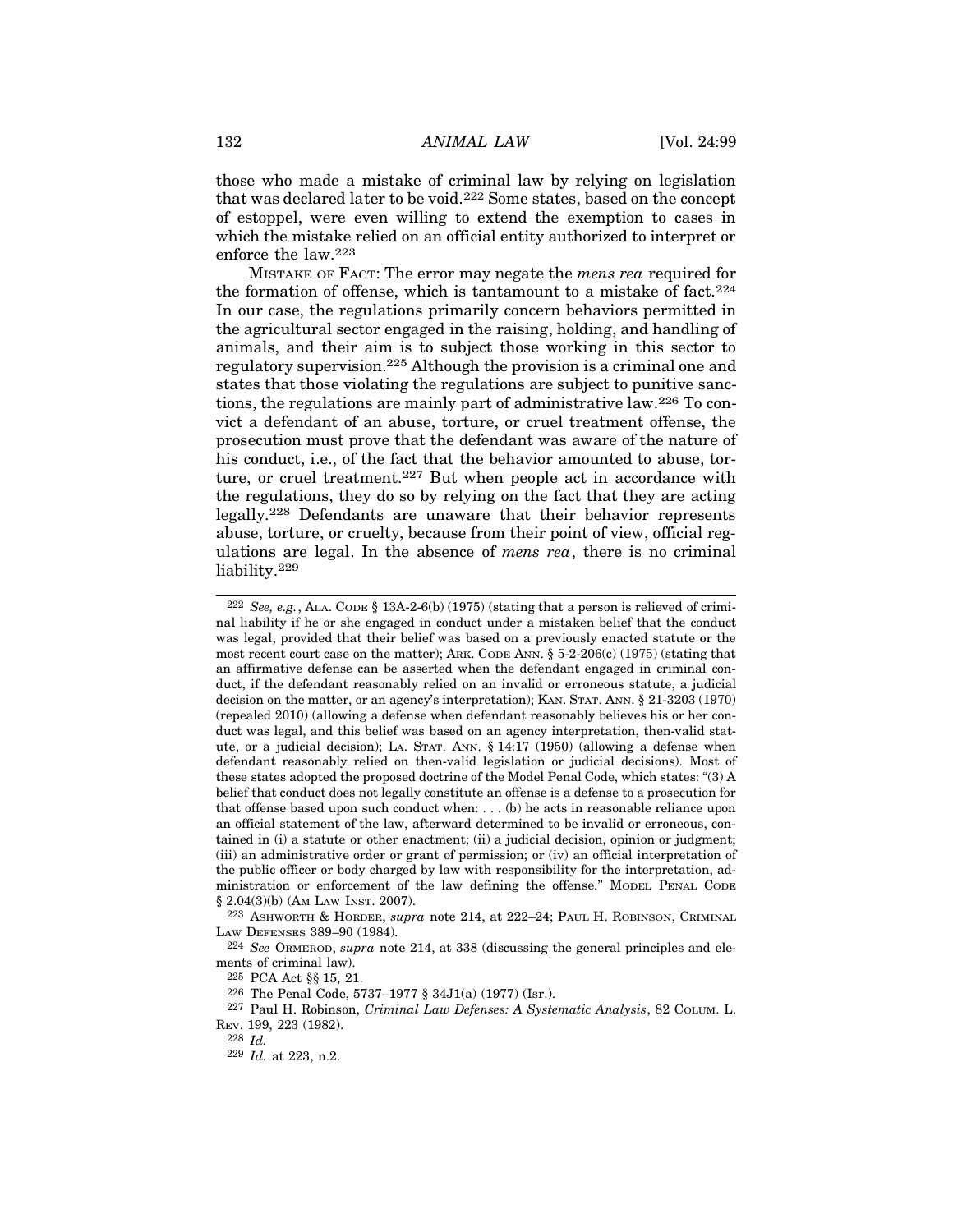those who made a mistake of criminal law by relying on legislation that was declared later to be void.[222] Some states, based on the concept of estoppel, were even willing to extend the exemption to cases in which the mistake relied on an official entity authorized to interpret or enforce the law.[223]

MISTAKE OF FACT: The error may negate the *mens rea* required for the formation of offense, which is tantamount to a mistake of fact.[224] In our case, the regulations primarily concern behaviors permitted in the agricultural sector engaged in the raising, holding, and handling of animals, and their aim is to subject those working in this sector to regulatory supervision.[225] Although the provision is a criminal one and states that those violating the regulations are subject to punitive sanctions, the regulations are mainly part of administrative law.[226] To convict a defendant of an abuse, torture, or cruel treatment offense, the prosecution must prove that the defendant was aware of the nature of his conduct, i.e., of the fact that the behavior amounted to abuse, torture, or cruel treatment.[227] But when people act in accordance with the regulations, they do so by relying on the fact that they are acting legally.[228] Defendants are unaware that their behavior represents abuse, torture, or cruelty, because from their point of view, official regulations are legal. In the absence of *mens rea*, there is no criminal liability.[229]

---

[222] *See, e.g.*, ALA. CODE § 13A-2-6(b) (1975) (stating that a person is relieved of criminal liability if he or she engaged in conduct under a mistaken belief that the conduct was legal, provided that their belief was based on a previously enacted statute or the most recent court case on the matter); ARK. CODE ANN. § 5-2-206(c) (1975) (stating that an affirmative defense can be asserted when the defendant engaged in criminal conduct, if the defendant reasonably relied on an invalid or erroneous statute, a judicial decision on the matter, or an agency's interpretation); KAN. STAT. ANN. § 21-3203 (1970) (repealed 2010) (allowing a defense when defendant reasonably believes his or her conduct was legal, and this belief was based on an agency interpretation, then-valid statute, or a judicial decision); LA. STAT. ANN. § 14:17 (1950) (allowing a defense when defendant reasonably relied on then-valid legislation or judicial decisions). Most of these states adopted the proposed doctrine of the Model Penal Code, which states: "(3) A belief that conduct does not legally constitute an offense is a defense to a prosecution for that offense based upon such conduct when: . . . (b) he acts in reasonable reliance upon an official statement of the law, afterward determined to be invalid or erroneous, contained in (i) a statute or other enactment; (ii) a judicial decision, opinion or judgment; (iii) an administrative order or grant of permission; or (iv) an official interpretation of the public officer or body charged by law with responsibility for the interpretation, administration or enforcement of the law defining the offense." MODEL PENAL CODE § 2.04(3)(b) (AM LAW INST. 2007).

[223] ASHWORTH & HORDER, *supra* note 214, at 222–24; PAUL H. ROBINSON, CRIMINAL LAW DEFENSES 389–90 (1984).

[224] *See* ORMEROD, *supra* note 214, at 338 (discussing the general principles and elements of criminal law).

[225] PCA Act §§ 15, 21.

[226] The Penal Code, 5737–1977 § 34J1(a) (1977) (Isr.).

[227] Paul H. Robinson, *Criminal Law Defenses: A Systematic Analysis*, 82 COLUM. L. REV. 199, 223 (1982).

[228] *Id.*

[229] *Id.* at 223, n.2.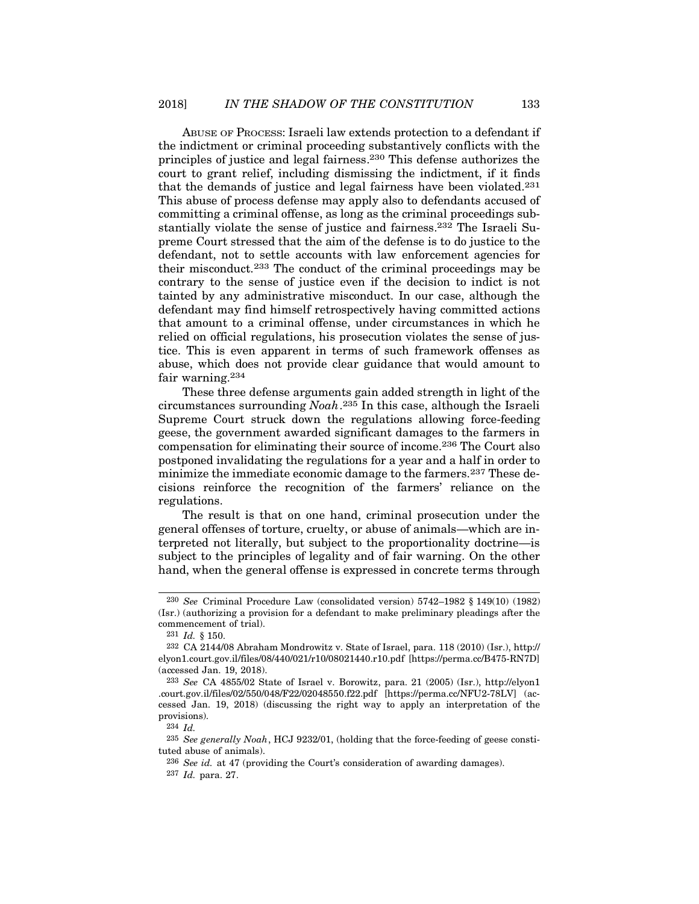ABUSE OF PROCESS: Israeli law extends protection to a defendant if the indictment or criminal proceeding substantively conflicts with the principles of justice and legal fairness.[230] This defense authorizes the court to grant relief, including dismissing the indictment, if it finds that the demands of justice and legal fairness have been violated.[231] This abuse of process defense may apply also to defendants accused of committing a criminal offense, as long as the criminal proceedings substantially violate the sense of justice and fairness.[232] The Israeli Supreme Court stressed that the aim of the defense is to do justice to the defendant, not to settle accounts with law enforcement agencies for their misconduct.[233] The conduct of the criminal proceedings may be contrary to the sense of justice even if the decision to indict is not tainted by any administrative misconduct. In our case, although the defendant may find himself retrospectively having committed actions that amount to a criminal offense, under circumstances in which he relied on official regulations, his prosecution violates the sense of justice. This is even apparent in terms of such framework offenses as abuse, which does not provide clear guidance that would amount to fair warning.[234]

These three defense arguments gain added strength in light of the circumstances surrounding *Noah*.[235] In this case, although the Israeli Supreme Court struck down the regulations allowing force-feeding geese, the government awarded significant damages to the farmers in compensation for eliminating their source of income.[236] The Court also postponed invalidating the regulations for a year and a half in order to minimize the immediate economic damage to the farmers.[237] These decisions reinforce the recognition of the farmers' reliance on the regulations.

The result is that on one hand, criminal prosecution under the general offenses of torture, cruelty, or abuse of animals—which are interpreted not literally, but subject to the proportionality doctrine—is subject to the principles of legality and of fair warning. On the other hand, when the general offense is expressed in concrete terms through

---

[230] *See* Criminal Procedure Law (consolidated version) 5742–1982 § 149(10) (1982) (Isr.) (authorizing a provision for a defendant to make preliminary pleadings after the commencement of trial).

[231] *Id.* § 150.

[232] CA 2144/08 Abraham Mondrowitz v. State of Israel, para. 118 (2010) (Isr.), http://elyon1.court.gov.il/files/08/440/021/r10/08021440.r10.pdf [https://perma.cc/B475-RN7D] (accessed Jan. 19, 2018).

[233] *See* CA 4855/02 State of Israel v. Borowitz, para. 21 (2005) (Isr.), http://elyon1.court.gov.il/files/02/550/048/F22/02048550.f22.pdf [https://perma.cc/NFU2-78LV] (accessed Jan. 19, 2018) (discussing the right way to apply an interpretation of the provisions).

[234] *Id.*

[235] *See generally Noah*, HCJ 9232/01, (holding that the force-feeding of geese constituted abuse of animals).

[236] *See id.* at 47 (providing the Court's consideration of awarding damages).

[237] *Id.* para. 27.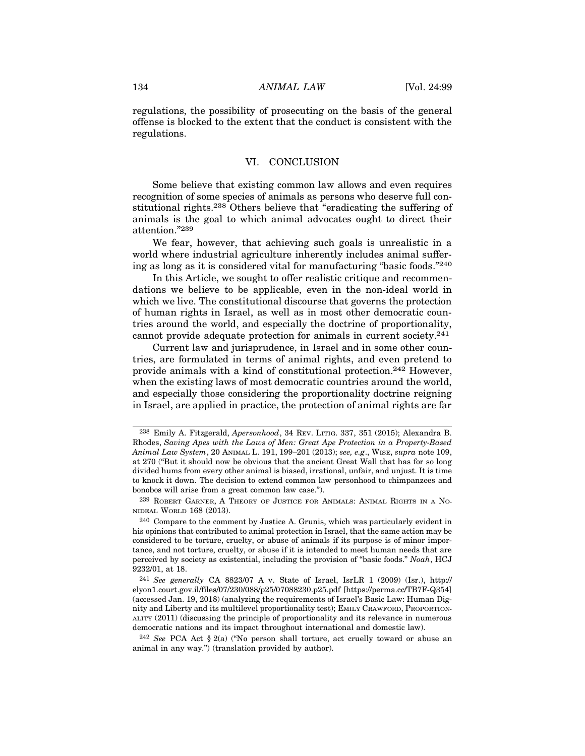regulations, the possibility of prosecuting on the basis of the general offense is blocked to the extent that the conduct is consistent with the regulations.

## VI. CONCLUSION

Some believe that existing common law allows and even requires recognition of some species of animals as persons who deserve full constitutional rights.[238] Others believe that "eradicating the suffering of animals is the goal to which animal advocates ought to direct their attention."[239]

We fear, however, that achieving such goals is unrealistic in a world where industrial agriculture inherently includes animal suffering as long as it is considered vital for manufacturing "basic foods."[240]

In this Article, we sought to offer realistic critique and recommendations we believe to be applicable, even in the non-ideal world in which we live. The constitutional discourse that governs the protection of human rights in Israel, as well as in most other democratic countries around the world, and especially the doctrine of proportionality, cannot provide adequate protection for animals in current society.[241]

Current law and jurisprudence, in Israel and in some other countries, are formulated in terms of animal rights, and even pretend to provide animals with a kind of constitutional protection.[242] However, when the existing laws of most democratic countries around the world, and especially those considering the proportionality doctrine reigning in Israel, are applied in practice, the protection of animal rights are far

---

[238] Emily A. Fitzgerald, *Apersonhood*, 34 REV. LITIG. 337, 351 (2015); Alexandra B. Rhodes, *Saving Apes with the Laws of Men: Great Ape Protection in a Property-Based Animal Law System*, 20 ANIMAL L. 191, 199–201 (2013); *see, e.g*., WISE, *supra* note 109, at 270 ("But it should now be obvious that the ancient Great Wall that has for so long divided hums from every other animal is biased, irrational, unfair, and unjust. It is time to knock it down. The decision to extend common law personhood to chimpanzees and bonobos will arise from a great common law case.").

[239] ROBERT GARNER, A THEORY OF JUSTICE FOR ANIMALS: ANIMAL RIGHTS IN A NONIDEAL WORLD 168 (2013).

[240] Compare to the comment by Justice A. Grunis, which was particularly evident in his opinions that contributed to animal protection in Israel, that the same action may be considered to be torture, cruelty, or abuse of animals if its purpose is of minor importance, and not torture, cruelty, or abuse if it is intended to meet human needs that are perceived by society as existential, including the provision of "basic foods." *Noah*, HCJ 9232/01, at 18.

[241] *See generally* CA 8823/07 A v. State of Israel, IsrLR 1 (2009) (Isr.), http://elyon1.court.gov.il/files/07/230/088/p25/07088230.p25.pdf [https://perma.cc/TB7F-Q354] (accessed Jan. 19, 2018) (analyzing the requirements of Israel's Basic Law: Human Dignity and Liberty and its multilevel proportionality test); EMILY CRAWFORD, PROPORTIONALITY (2011) (discussing the principle of proportionality and its relevance in numerous democratic nations and its impact throughout international and domestic law).

[242] *See* PCA Act § 2(a) ("No person shall torture, act cruelly toward or abuse an animal in any way.") (translation provided by author).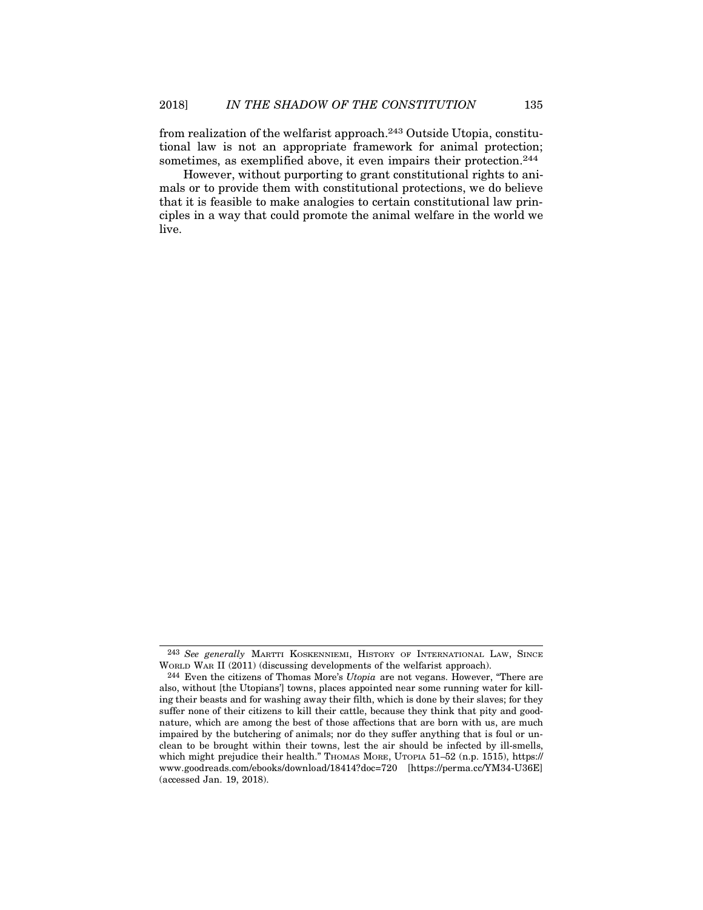from realization of the welfarist approach.[243] Outside Utopia, constitutional law is not an appropriate framework for animal protection; sometimes, as exemplified above, it even impairs their protection.[244]

However, without purporting to grant constitutional rights to animals or to provide them with constitutional protections, we do believe that it is feasible to make analogies to certain constitutional law principles in a way that could promote the animal welfare in the world we live.

---

[243] *See generally* MARTTI KOSKENNIEMI, HISTORY OF INTERNATIONAL LAW, SINCE WORLD WAR II (2011) (discussing developments of the welfarist approach).

[244] Even the citizens of Thomas More's *Utopia* are not vegans. However, "There are also, without [the Utopians'] towns, places appointed near some running water for killing their beasts and for washing away their filth, which is done by their slaves; for they suffer none of their citizens to kill their cattle, because they think that pity and good-nature, which are among the best of those affections that are born with us, are much impaired by the butchering of animals; nor do they suffer anything that is foul or unclean to be brought within their towns, lest the air should be infected by ill-smells, which might prejudice their health." THOMAS MORE, UTOPIA 51–52 (n.p. 1515), https://www.goodreads.com/ebooks/download/18414?doc=720 [https://perma.cc/YM34-U36E] (accessed Jan. 19, 2018).